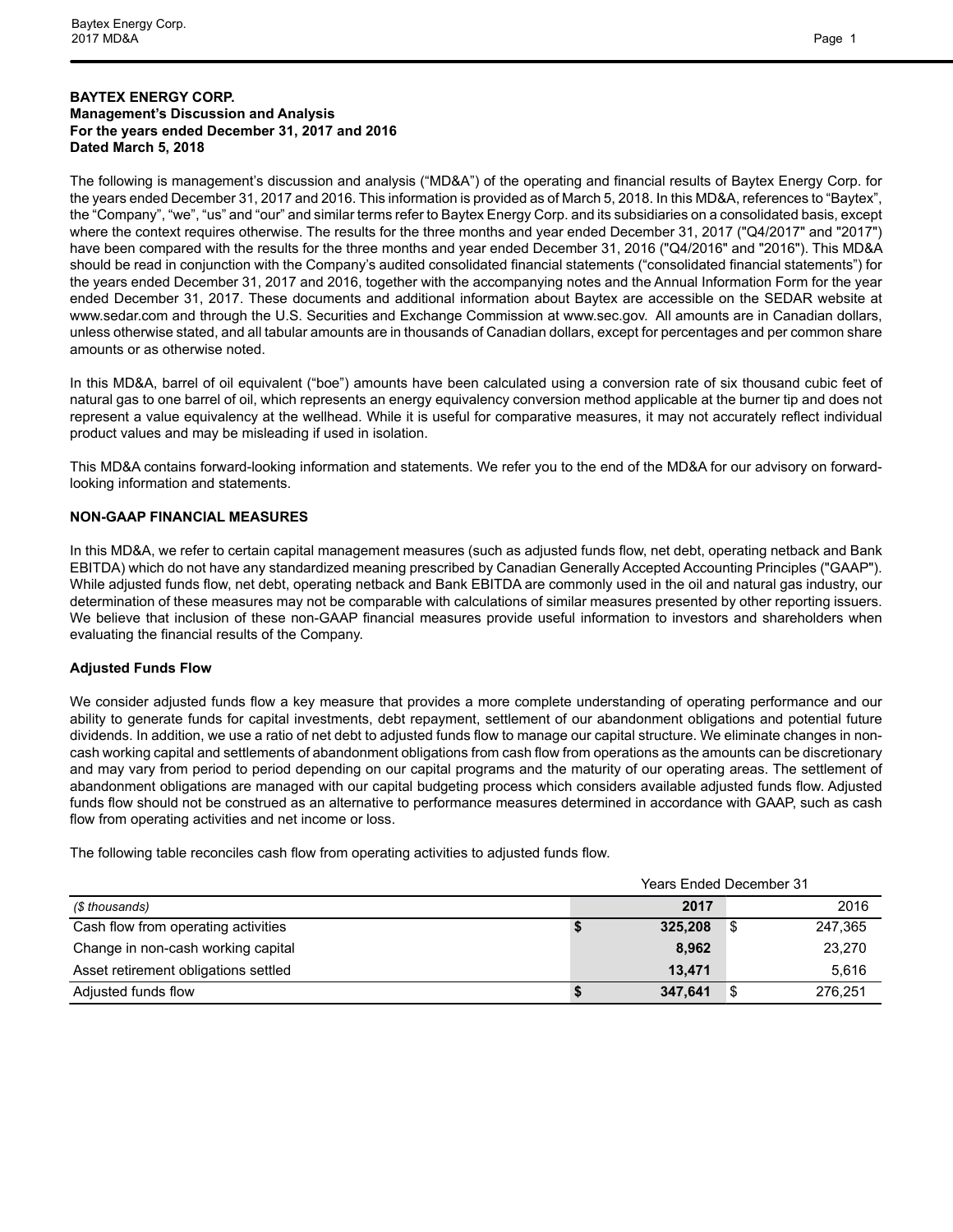**BAYTEX ENERGY CORP.**
**Management's Discussion and Analysis**
**For the years ended December 31, 2017 and 2016**
**Dated March 5, 2018**

The following is management's discussion and analysis ("MD&A") of the operating and financial results of Baytex Energy Corp. for the years ended December 31, 2017 and 2016. This information is provided as of March 5, 2018. In this MD&A, references to "Baytex", the "Company", "we", "us" and "our" and similar terms refer to Baytex Energy Corp. and its subsidiaries on a consolidated basis, except where the context requires otherwise. The results for the three months and year ended December 31, 2017 ("Q4/2017" and "2017") have been compared with the results for the three months and year ended December 31, 2016 ("Q4/2016" and "2016"). This MD&A should be read in conjunction with the Company's audited consolidated financial statements ("consolidated financial statements") for the years ended December 31, 2017 and 2016, together with the accompanying notes and the Annual Information Form for the year ended December 31, 2017. These documents and additional information about Baytex are accessible on the SEDAR website at www.sedar.com and through the U.S. Securities and Exchange Commission at www.sec.gov. All amounts are in Canadian dollars, unless otherwise stated, and all tabular amounts are in thousands of Canadian dollars, except for percentages and per common share amounts or as otherwise noted.

In this MD&A, barrel of oil equivalent ("boe") amounts have been calculated using a conversion rate of six thousand cubic feet of natural gas to one barrel of oil, which represents an energy equivalency conversion method applicable at the burner tip and does not represent a value equivalency at the wellhead. While it is useful for comparative measures, it may not accurately reflect individual product values and may be misleading if used in isolation.

This MD&A contains forward-looking information and statements. We refer you to the end of the MD&A for our advisory on forward-looking information and statements.

**NON-GAAP FINANCIAL MEASURES**

In this MD&A, we refer to certain capital management measures (such as adjusted funds flow, net debt, operating netback and Bank EBITDA) which do not have any standardized meaning prescribed by Canadian Generally Accepted Accounting Principles ("GAAP"). While adjusted funds flow, net debt, operating netback and Bank EBITDA are commonly used in the oil and natural gas industry, our determination of these measures may not be comparable with calculations of similar measures presented by other reporting issuers. We believe that inclusion of these non-GAAP financial measures provide useful information to investors and shareholders when evaluating the financial results of the Company.

**Adjusted Funds Flow**

We consider adjusted funds flow a key measure that provides a more complete understanding of operating performance and our ability to generate funds for capital investments, debt repayment, settlement of our abandonment obligations and potential future dividends. In addition, we use a ratio of net debt to adjusted funds flow to manage our capital structure. We eliminate changes in non-cash working capital and settlements of abandonment obligations from cash flow from operations as the amounts can be discretionary and may vary from period to period depending on our capital programs and the maturity of our operating areas. The settlement of abandonment obligations are managed with our capital budgeting process which considers available adjusted funds flow. Adjusted funds flow should not be construed as an alternative to performance measures determined in accordance with GAAP, such as cash flow from operating activities and net income or loss.

The following table reconciles cash flow from operating activities to adjusted funds flow.

| | Years Ended December 31 | |
|---|---|---|
| *($ thousands)* | **2017** | 2016 |
| Cash flow from operating activities | **$ 325,208** | $ 247,365 |
| Change in non-cash working capital | **8,962** | 23,270 |
| Asset retirement obligations settled | **13,471** | 5,616 |
| Adjusted funds flow | **$ 347,641** | $ 276,251 |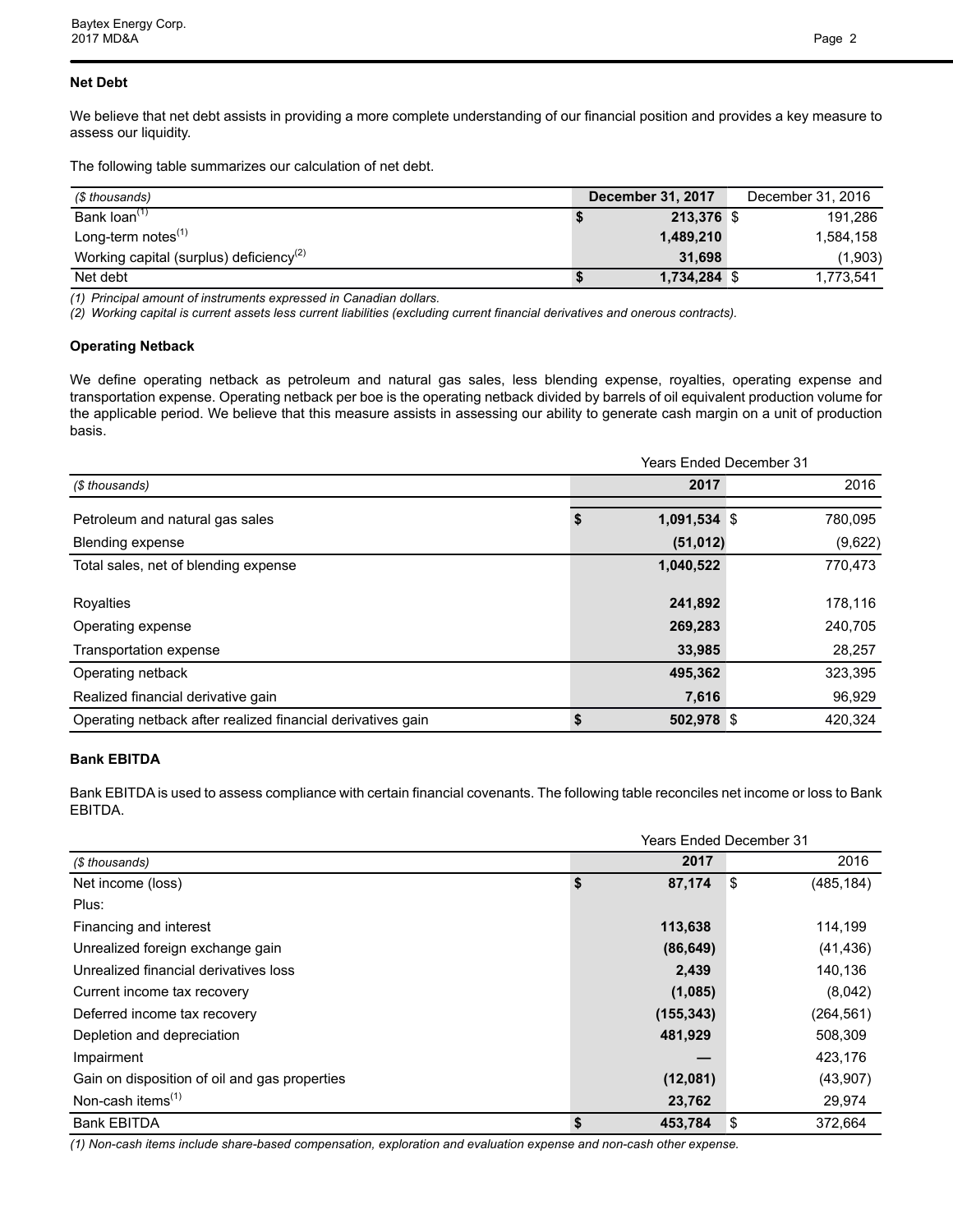**Net Debt**

We believe that net debt assists in providing a more complete understanding of our financial position and provides a key measure to assess our liquidity.

The following table summarizes our calculation of net debt.

| *($ thousands)* | **December 31, 2017** | December 31, 2016 |
|---|---|---|
| Bank loan(1) | **$ 213,376** | $ 191,286 |
| Long-term notes(1) | **1,489,210** | 1,584,158 |
| Working capital (surplus) deficiency(2) | **31,698** | (1,903) |
| Net debt | **$ 1,734,284** | $ 1,773,541 |

*(1) Principal amount of instruments expressed in Canadian dollars.*
*(2) Working capital is current assets less current liabilities (excluding current financial derivatives and onerous contracts).*

**Operating Netback**

We define operating netback as petroleum and natural gas sales, less blending expense, royalties, operating expense and transportation expense. Operating netback per boe is the operating netback divided by barrels of oil equivalent production volume for the applicable period. We believe that this measure assists in assessing our ability to generate cash margin on a unit of production basis.

| | Years Ended December 31 | |
|---|---|---|
| *($ thousands)* | **2017** | 2016 |
| Petroleum and natural gas sales | **$ 1,091,534** | $ 780,095 |
| Blending expense | **(51,012)** | (9,622) |
| Total sales, net of blending expense | **1,040,522** | 770,473 |
| Royalties | **241,892** | 178,116 |
| Operating expense | **269,283** | 240,705 |
| Transportation expense | **33,985** | 28,257 |
| Operating netback | **495,362** | 323,395 |
| Realized financial derivative gain | **7,616** | 96,929 |
| Operating netback after realized financial derivatives gain | **$ 502,978** | $ 420,324 |

**Bank EBITDA**

Bank EBITDA is used to assess compliance with certain financial covenants. The following table reconciles net income or loss to Bank EBITDA.

| | Years Ended December 31 | |
|---|---|---|
| *($ thousands)* | **2017** | 2016 |
| Net income (loss) | **$ 87,174** | $ (485,184) |
| Plus: | | |
| Financing and interest | **113,638** | 114,199 |
| Unrealized foreign exchange gain | **(86,649)** | (41,436) |
| Unrealized financial derivatives loss | **2,439** | 140,136 |
| Current income tax recovery | **(1,085)** | (8,042) |
| Deferred income tax recovery | **(155,343)** | (264,561) |
| Depletion and depreciation | **481,929** | 508,309 |
| Impairment | **—** | 423,176 |
| Gain on disposition of oil and gas properties | **(12,081)** | (43,907) |
| Non-cash items(1) | **23,762** | 29,974 |
| Bank EBITDA | **$ 453,784** | $ 372,664 |

*(1) Non-cash items include share-based compensation, exploration and evaluation expense and non-cash other expense.*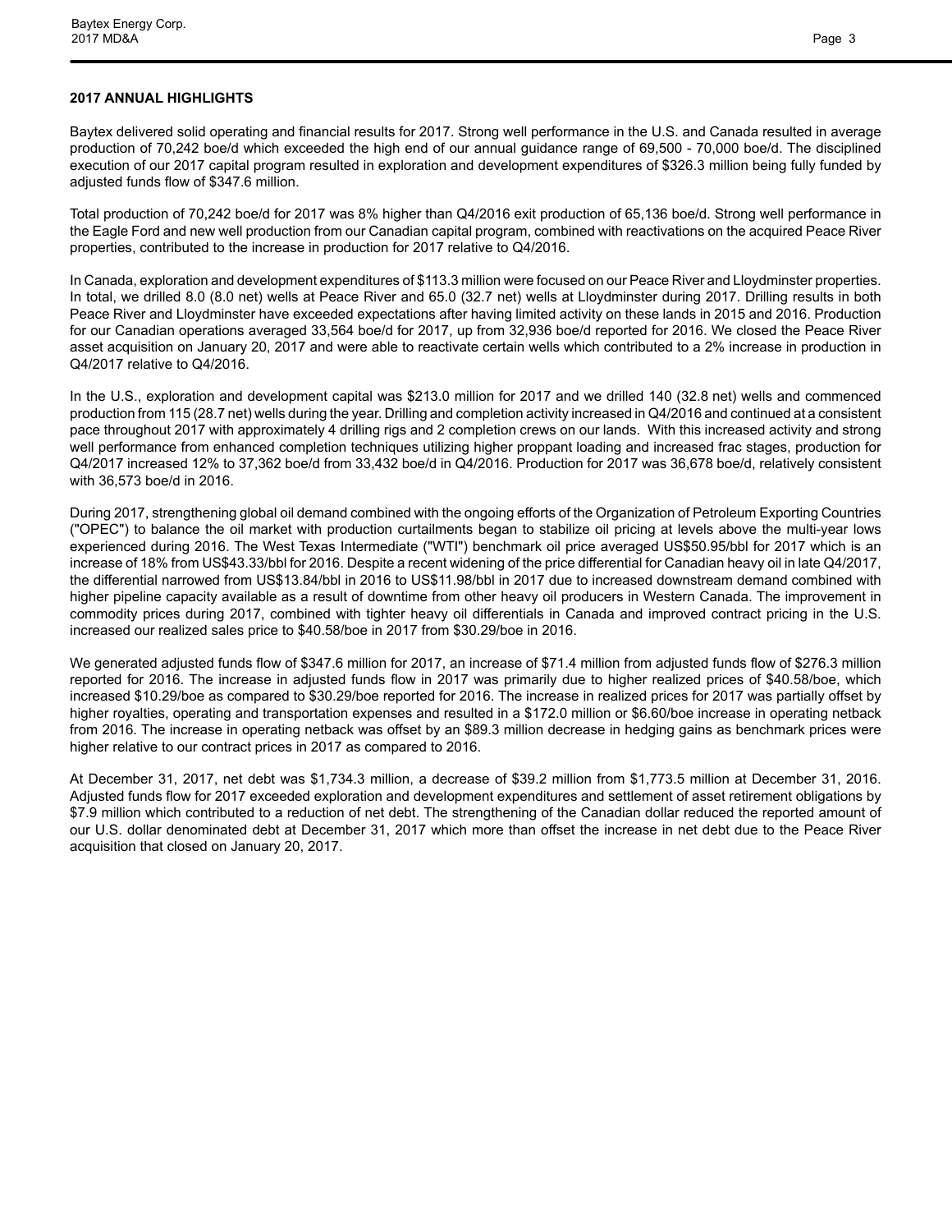## 2017 ANNUAL HIGHLIGHTS

Baytex delivered solid operating and financial results for 2017. Strong well performance in the U.S. and Canada resulted in average production of 70,242 boe/d which exceeded the high end of our annual guidance range of 69,500 - 70,000 boe/d. The disciplined execution of our 2017 capital program resulted in exploration and development expenditures of $326.3 million being fully funded by adjusted funds flow of $347.6 million.

Total production of 70,242 boe/d for 2017 was 8% higher than Q4/2016 exit production of 65,136 boe/d. Strong well performance in the Eagle Ford and new well production from our Canadian capital program, combined with reactivations on the acquired Peace River properties, contributed to the increase in production for 2017 relative to Q4/2016.

In Canada, exploration and development expenditures of $113.3 million were focused on our Peace River and Lloydminster properties. In total, we drilled 8.0 (8.0 net) wells at Peace River and 65.0 (32.7 net) wells at Lloydminster during 2017. Drilling results in both Peace River and Lloydminster have exceeded expectations after having limited activity on these lands in 2015 and 2016. Production for our Canadian operations averaged 33,564 boe/d for 2017, up from 32,936 boe/d reported for 2016. We closed the Peace River asset acquisition on January 20, 2017 and were able to reactivate certain wells which contributed to a 2% increase in production in Q4/2017 relative to Q4/2016.

In the U.S., exploration and development capital was $213.0 million for 2017 and we drilled 140 (32.8 net) wells and commenced production from 115 (28.7 net) wells during the year. Drilling and completion activity increased in Q4/2016 and continued at a consistent pace throughout 2017 with approximately 4 drilling rigs and 2 completion crews on our lands. With this increased activity and strong well performance from enhanced completion techniques utilizing higher proppant loading and increased frac stages, production for Q4/2017 increased 12% to 37,362 boe/d from 33,432 boe/d in Q4/2016. Production for 2017 was 36,678 boe/d, relatively consistent with 36,573 boe/d in 2016.

During 2017, strengthening global oil demand combined with the ongoing efforts of the Organization of Petroleum Exporting Countries ("OPEC") to balance the oil market with production curtailments began to stabilize oil pricing at levels above the multi-year lows experienced during 2016. The West Texas Intermediate ("WTI") benchmark oil price averaged US$50.95/bbl for 2017 which is an increase of 18% from US$43.33/bbl for 2016. Despite a recent widening of the price differential for Canadian heavy oil in late Q4/2017, the differential narrowed from US$13.84/bbl in 2016 to US$11.98/bbl in 2017 due to increased downstream demand combined with higher pipeline capacity available as a result of downtime from other heavy oil producers in Western Canada. The improvement in commodity prices during 2017, combined with tighter heavy oil differentials in Canada and improved contract pricing in the U.S. increased our realized sales price to $40.58/boe in 2017 from $30.29/boe in 2016.

We generated adjusted funds flow of $347.6 million for 2017, an increase of $71.4 million from adjusted funds flow of $276.3 million reported for 2016. The increase in adjusted funds flow in 2017 was primarily due to higher realized prices of $40.58/boe, which increased $10.29/boe as compared to $30.29/boe reported for 2016. The increase in realized prices for 2017 was partially offset by higher royalties, operating and transportation expenses and resulted in a $172.0 million or $6.60/boe increase in operating netback from 2016. The increase in operating netback was offset by an $89.3 million decrease in hedging gains as benchmark prices were higher relative to our contract prices in 2017 as compared to 2016.

At December 31, 2017, net debt was $1,734.3 million, a decrease of $39.2 million from $1,773.5 million at December 31, 2016. Adjusted funds flow for 2017 exceeded exploration and development expenditures and settlement of asset retirement obligations by $7.9 million which contributed to a reduction of net debt. The strengthening of the Canadian dollar reduced the reported amount of our U.S. dollar denominated debt at December 31, 2017 which more than offset the increase in net debt due to the Peace River acquisition that closed on January 20, 2017.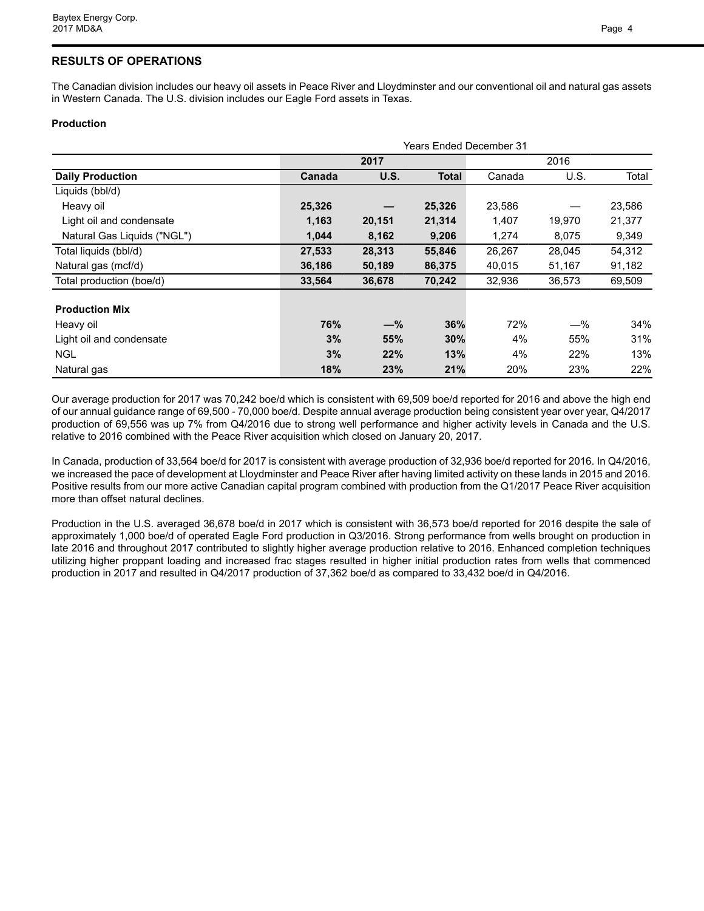## RESULTS OF OPERATIONS

The Canadian division includes our heavy oil assets in Peace River and Lloydminster and our conventional oil and natural gas assets in Western Canada. The U.S. division includes our Eagle Ford assets in Texas.

### Production

| | Years Ended December 31 | | | | | |
|---|---|---|---|---|---|---|
| | **2017** | | | 2016 | | |
| **Daily Production** | **Canada** | **U.S.** | **Total** | Canada | U.S. | Total |
| Liquids (bbl/d) | | | | | | |
| Heavy oil | **25,326** | **—** | **25,326** | 23,586 | — | 23,586 |
| Light oil and condensate | **1,163** | **20,151** | **21,314** | 1,407 | 19,970 | 21,377 |
| Natural Gas Liquids ("NGL") | **1,044** | **8,162** | **9,206** | 1,274 | 8,075 | 9,349 |
| Total liquids (bbl/d) | **27,533** | **28,313** | **55,846** | 26,267 | 28,045 | 54,312 |
| Natural gas (mcf/d) | **36,186** | **50,189** | **86,375** | 40,015 | 51,167 | 91,182 |
| Total production (boe/d) | **33,564** | **36,678** | **70,242** | 32,936 | 36,573 | 69,509 |
| | | | | | | |
| **Production Mix** | | | | | | |
| Heavy oil | **76%** | **—%** | **36%** | 72% | —% | 34% |
| Light oil and condensate | **3%** | **55%** | **30%** | 4% | 55% | 31% |
| NGL | **3%** | **22%** | **13%** | 4% | 22% | 13% |
| Natural gas | **18%** | **23%** | **21%** | 20% | 23% | 22% |

Our average production for 2017 was 70,242 boe/d which is consistent with 69,509 boe/d reported for 2016 and above the high end of our annual guidance range of 69,500 - 70,000 boe/d. Despite annual average production being consistent year over year, Q4/2017 production of 69,556 was up 7% from Q4/2016 due to strong well performance and higher activity levels in Canada and the U.S. relative to 2016 combined with the Peace River acquisition which closed on January 20, 2017.

In Canada, production of 33,564 boe/d for 2017 is consistent with average production of 32,936 boe/d reported for 2016. In Q4/2016, we increased the pace of development at Lloydminster and Peace River after having limited activity on these lands in 2015 and 2016. Positive results from our more active Canadian capital program combined with production from the Q1/2017 Peace River acquisition more than offset natural declines.

Production in the U.S. averaged 36,678 boe/d in 2017 which is consistent with 36,573 boe/d reported for 2016 despite the sale of approximately 1,000 boe/d of operated Eagle Ford production in Q3/2016. Strong performance from wells brought on production in late 2016 and throughout 2017 contributed to slightly higher average production relative to 2016. Enhanced completion techniques utilizing higher proppant loading and increased frac stages resulted in higher initial production rates from wells that commenced production in 2017 and resulted in Q4/2017 production of 37,362 boe/d as compared to 33,432 boe/d in Q4/2016.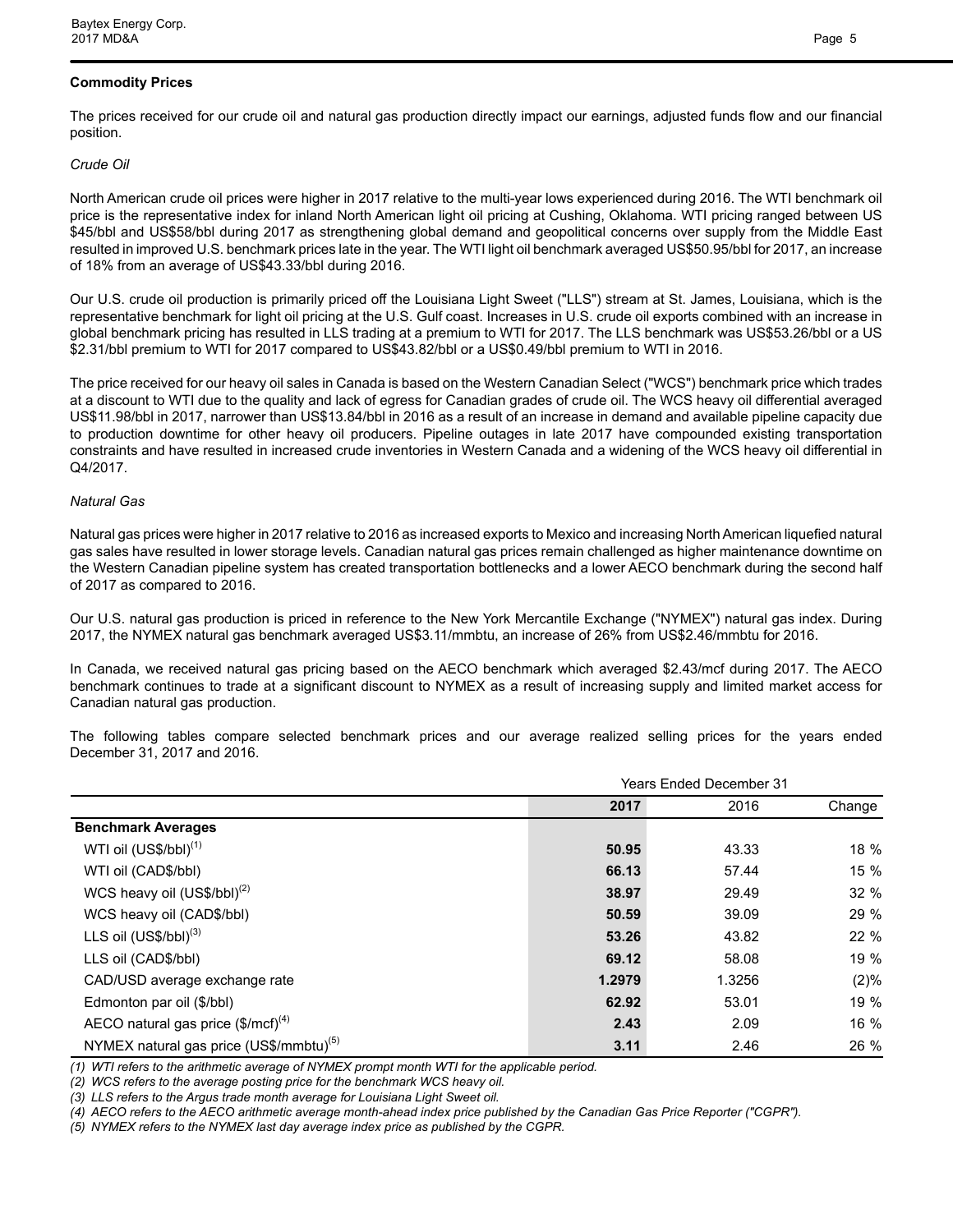### Commodity Prices

The prices received for our crude oil and natural gas production directly impact our earnings, adjusted funds flow and our financial position.

*Crude Oil*

North American crude oil prices were higher in 2017 relative to the multi-year lows experienced during 2016. The WTI benchmark oil price is the representative index for inland North American light oil pricing at Cushing, Oklahoma. WTI pricing ranged between US $45/bbl and US$58/bbl during 2017 as strengthening global demand and geopolitical concerns over supply from the Middle East resulted in improved U.S. benchmark prices late in the year. The WTI light oil benchmark averaged US$50.95/bbl for 2017, an increase of 18% from an average of US$43.33/bbl during 2016.

Our U.S. crude oil production is primarily priced off the Louisiana Light Sweet ("LLS") stream at St. James, Louisiana, which is the representative benchmark for light oil pricing at the U.S. Gulf coast. Increases in U.S. crude oil exports combined with an increase in global benchmark pricing has resulted in LLS trading at a premium to WTI for 2017. The LLS benchmark was US$53.26/bbl or a US $2.31/bbl premium to WTI for 2017 compared to US$43.82/bbl or a US$0.49/bbl premium to WTI in 2016.

The price received for our heavy oil sales in Canada is based on the Western Canadian Select ("WCS") benchmark price which trades at a discount to WTI due to the quality and lack of egress for Canadian grades of crude oil. The WCS heavy oil differential averaged US$11.98/bbl in 2017, narrower than US$13.84/bbl in 2016 as a result of an increase in demand and available pipeline capacity due to production downtime for other heavy oil producers. Pipeline outages in late 2017 have compounded existing transportation constraints and have resulted in increased crude inventories in Western Canada and a widening of the WCS heavy oil differential in Q4/2017.

*Natural Gas*

Natural gas prices were higher in 2017 relative to 2016 as increased exports to Mexico and increasing North American liquefied natural gas sales have resulted in lower storage levels. Canadian natural gas prices remain challenged as higher maintenance downtime on the Western Canadian pipeline system has created transportation bottlenecks and a lower AECO benchmark during the second half of 2017 as compared to 2016.

Our U.S. natural gas production is priced in reference to the New York Mercantile Exchange ("NYMEX") natural gas index. During 2017, the NYMEX natural gas benchmark averaged US$3.11/mmbtu, an increase of 26% from US$2.46/mmbtu for 2016.

In Canada, we received natural gas pricing based on the AECO benchmark which averaged $2.43/mcf during 2017. The AECO benchmark continues to trade at a significant discount to NYMEX as a result of increasing supply and limited market access for Canadian natural gas production.

The following tables compare selected benchmark prices and our average realized selling prices for the years ended December 31, 2017 and 2016.

| | Years Ended December 31 | | |
|---|---|---|---|
| | **2017** | 2016 | Change |
| **Benchmark Averages** | | | |
| WTI oil (US$/bbl)[1] | **50.95** | 43.33 | 18 % |
| WTI oil (CAD$/bbl) | **66.13** | 57.44 | 15 % |
| WCS heavy oil (US$/bbl)[2] | **38.97** | 29.49 | 32 % |
| WCS heavy oil (CAD$/bbl) | **50.59** | 39.09 | 29 % |
| LLS oil (US$/bbl)[3] | **53.26** | 43.82 | 22 % |
| LLS oil (CAD$/bbl) | **69.12** | 58.08 | 19 % |
| CAD/USD average exchange rate | **1.2979** | 1.3256 | (2)% |
| Edmonton par oil ($/bbl) | **62.92** | 53.01 | 19 % |
| AECO natural gas price ($/mcf)[4] | **2.43** | 2.09 | 16 % |
| NYMEX natural gas price (US$/mmbtu)[5] | **3.11** | 2.46 | 26 % |

*(1) WTI refers to the arithmetic average of NYMEX prompt month WTI for the applicable period.*
*(2) WCS refers to the average posting price for the benchmark WCS heavy oil.*
*(3) LLS refers to the Argus trade month average for Louisiana Light Sweet oil.*
*(4) AECO refers to the AECO arithmetic average month-ahead index price published by the Canadian Gas Price Reporter ("CGPR").*
*(5) NYMEX refers to the NYMEX last day average index price as published by the CGPR.*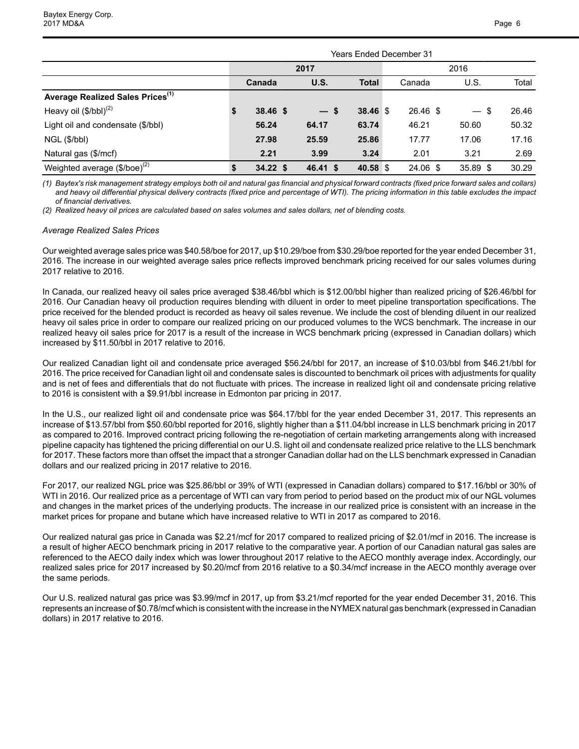| | Years Ended December 31 | | | | | |
|---|---|---|---|---|---|---|
| | 2017 | | | 2016 | | |
| | **Canada** | **U.S.** | **Total** | Canada | U.S. | Total |
| **Average Realized Sales Prices[(1)]** | | | | | | |
| Heavy oil ($/bbl)[(2)] | **$ 38.46** | **$ —** | **$ 38.46** | $ 26.46 | $ — | $ 26.46 |
| Light oil and condensate ($/bbl) | **56.24** | **64.17** | **63.74** | 46.21 | 50.60 | 50.32 |
| NGL ($/bbl) | **27.98** | **25.59** | **25.86** | 17.77 | 17.06 | 17.16 |
| Natural gas ($/mcf) | **2.21** | **3.99** | **3.24** | 2.01 | 3.21 | 2.69 |
| Weighted average ($/boe)[(2)] | **$ 34.22** | **$ 46.41** | **$ 40.58** | $ 24.06 | $ 35.89 | $ 30.29 |

*(1) Baytex's risk management strategy employs both oil and natural gas financial and physical forward contracts (fixed price forward sales and collars) and heavy oil differential physical delivery contracts (fixed price and percentage of WTI). The pricing information in this table excludes the impact of financial derivatives.*

*(2) Realized heavy oil prices are calculated based on sales volumes and sales dollars, net of blending costs.*

*Average Realized Sales Prices*

Our weighted average sales price was $40.58/boe for 2017, up $10.29/boe from $30.29/boe reported for the year ended December 31, 2016. The increase in our weighted average sales price reflects improved benchmark pricing received for our sales volumes during 2017 relative to 2016.

In Canada, our realized heavy oil sales price averaged $38.46/bbl which is $12.00/bbl higher than realized pricing of $26.46/bbl for 2016. Our Canadian heavy oil production requires blending with diluent in order to meet pipeline transportation specifications. The price received for the blended product is recorded as heavy oil sales revenue. We include the cost of blending diluent in our realized heavy oil sales price in order to compare our realized pricing on our produced volumes to the WCS benchmark. The increase in our realized heavy oil sales price for 2017 is a result of the increase in WCS benchmark pricing (expressed in Canadian dollars) which increased by $11.50/bbl in 2017 relative to 2016.

Our realized Canadian light oil and condensate price averaged $56.24/bbl for 2017, an increase of $10.03/bbl from $46.21/bbl for 2016. The price received for Canadian light oil and condensate sales is discounted to benchmark oil prices with adjustments for quality and is net of fees and differentials that do not fluctuate with prices. The increase in realized light oil and condensate pricing relative to 2016 is consistent with a $9.91/bbl increase in Edmonton par pricing in 2017.

In the U.S., our realized light oil and condensate price was $64.17/bbl for the year ended December 31, 2017. This represents an increase of $13.57/bbl from $50.60/bbl reported for 2016, slightly higher than a $11.04/bbl increase in LLS benchmark pricing in 2017 as compared to 2016. Improved contract pricing following the re-negotiation of certain marketing arrangements along with increased pipeline capacity has tightened the pricing differential on our U.S. light oil and condensate realized price relative to the LLS benchmark for 2017. These factors more than offset the impact that a stronger Canadian dollar had on the LLS benchmark expressed in Canadian dollars and our realized pricing in 2017 relative to 2016.

For 2017, our realized NGL price was $25.86/bbl or 39% of WTI (expressed in Canadian dollars) compared to $17.16/bbl or 30% of WTI in 2016. Our realized price as a percentage of WTI can vary from period to period based on the product mix of our NGL volumes and changes in the market prices of the underlying products. The increase in our realized price is consistent with an increase in the market prices for propane and butane which have increased relative to WTI in 2017 as compared to 2016.

Our realized natural gas price in Canada was $2.21/mcf for 2017 compared to realized pricing of $2.01/mcf in 2016. The increase is a result of higher AECO benchmark pricing in 2017 relative to the comparative year. A portion of our Canadian natural gas sales are referenced to the AECO daily index which was lower throughout 2017 relative to the AECO monthly average index. Accordingly, our realized sales price for 2017 increased by $0.20/mcf from 2016 relative to a $0.34/mcf increase in the AECO monthly average over the same periods.

Our U.S. realized natural gas price was $3.99/mcf in 2017, up from $3.21/mcf reported for the year ended December 31, 2016. This represents an increase of $0.78/mcf which is consistent with the increase in the NYMEX natural gas benchmark (expressed in Canadian dollars) in 2017 relative to 2016.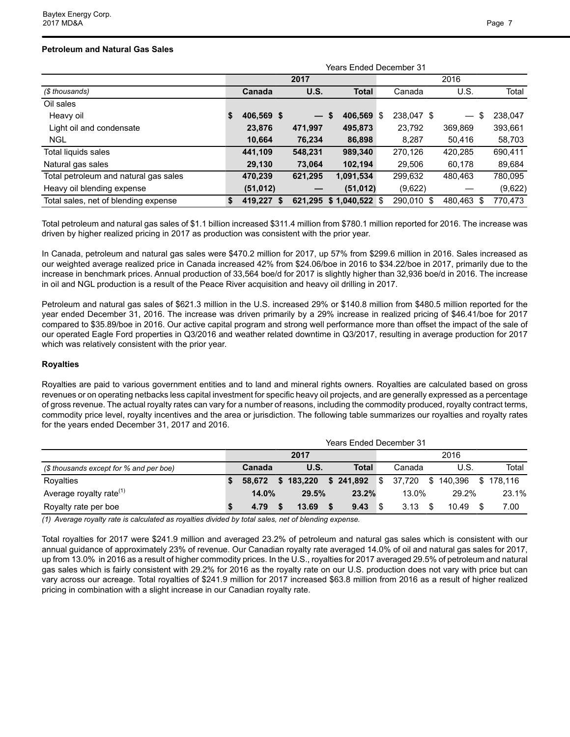**Petroleum and Natural Gas Sales**

| | Years Ended December 31 | | | | | |
|---|---|---|---|---|---|---|
| | 2017 | | | 2016 | | |
| *($ thousands)* | **Canada** | **U.S.** | **Total** | Canada | U.S. | Total |
| Oil sales | | | | | | |
| Heavy oil | **$ 406,569** | **$ —** | **$ 406,569** | $ 238,047 | $ — | $ 238,047 |
| Light oil and condensate | **23,876** | **471,997** | **495,873** | 23,792 | 369,869 | 393,661 |
| NGL | **10,664** | **76,234** | **86,898** | 8,287 | 50,416 | 58,703 |
| Total liquids sales | **441,109** | **548,231** | **989,340** | 270,126 | 420,285 | 690,411 |
| Natural gas sales | **29,130** | **73,064** | **102,194** | 29,506 | 60,178 | 89,684 |
| Total petroleum and natural gas sales | **470,239** | **621,295** | **1,091,534** | 299,632 | 480,463 | 780,095 |
| Heavy oil blending expense | **(51,012)** | **—** | **(51,012)** | (9,622) | — | (9,622) |
| Total sales, net of blending expense | **$ 419,227** | **$ 621,295** | **$ 1,040,522** | $ 290,010 | $ 480,463 | $ 770,473 |

Total petroleum and natural gas sales of $1.1 billion increased $311.4 million from $780.1 million reported for 2016. The increase was driven by higher realized pricing in 2017 as production was consistent with the prior year.

In Canada, petroleum and natural gas sales were $470.2 million for 2017, up 57% from $299.6 million in 2016. Sales increased as our weighted average realized price in Canada increased 42% from $24.06/boe in 2016 to $34.22/boe in 2017, primarily due to the increase in benchmark prices. Annual production of 33,564 boe/d for 2017 is slightly higher than 32,936 boe/d in 2016. The increase in oil and NGL production is a result of the Peace River acquisition and heavy oil drilling in 2017.

Petroleum and natural gas sales of $621.3 million in the U.S. increased 29% or $140.8 million from $480.5 million reported for the year ended December 31, 2016. The increase was driven primarily by a 29% increase in realized pricing of $46.41/boe for 2017 compared to $35.89/boe in 2016. Our active capital program and strong well performance more than offset the impact of the sale of our operated Eagle Ford properties in Q3/2016 and weather related downtime in Q3/2017, resulting in average production for 2017 which was relatively consistent with the prior year.

**Royalties**

Royalties are paid to various government entities and to land and mineral rights owners. Royalties are calculated based on gross revenues or on operating netbacks less capital investment for specific heavy oil projects, and are generally expressed as a percentage of gross revenue. The actual royalty rates can vary for a number of reasons, including the commodity produced, royalty contract terms, commodity price level, royalty incentives and the area or jurisdiction. The following table summarizes our royalties and royalty rates for the years ended December 31, 2017 and 2016.

| | Years Ended December 31 | | | | | |
|---|---|---|---|---|---|---|
| | 2017 | | | 2016 | | |
| *($ thousands except for % and per boe)* | **Canada** | **U.S.** | **Total** | Canada | U.S. | Total |
| Royalties | **$ 58,672** | **$ 183,220** | **$ 241,892** | $ 37,720 | $ 140,396 | $ 178,116 |
| Average royalty rate[(1)] | **14.0%** | **29.5%** | **23.2%** | 13.0% | 29.2% | 23.1% |
| Royalty rate per boe | **$ 4.79** | **$ 13.69** | **$ 9.43** | $ 3.13 | $ 10.49 | $ 7.00 |

*(1) Average royalty rate is calculated as royalties divided by total sales, net of blending expense.*

Total royalties for 2017 were $241.9 million and averaged 23.2% of petroleum and natural gas sales which is consistent with our annual guidance of approximately 23% of revenue. Our Canadian royalty rate averaged 14.0% of oil and natural gas sales for 2017, up from 13.0% in 2016 as a result of higher commodity prices. In the U.S., royalties for 2017 averaged 29.5% of petroleum and natural gas sales which is fairly consistent with 29.2% for 2016 as the royalty rate on our U.S. production does not vary with price but can vary across our acreage. Total royalties of $241.9 million for 2017 increased $63.8 million from 2016 as a result of higher realized pricing in combination with a slight increase in our Canadian royalty rate.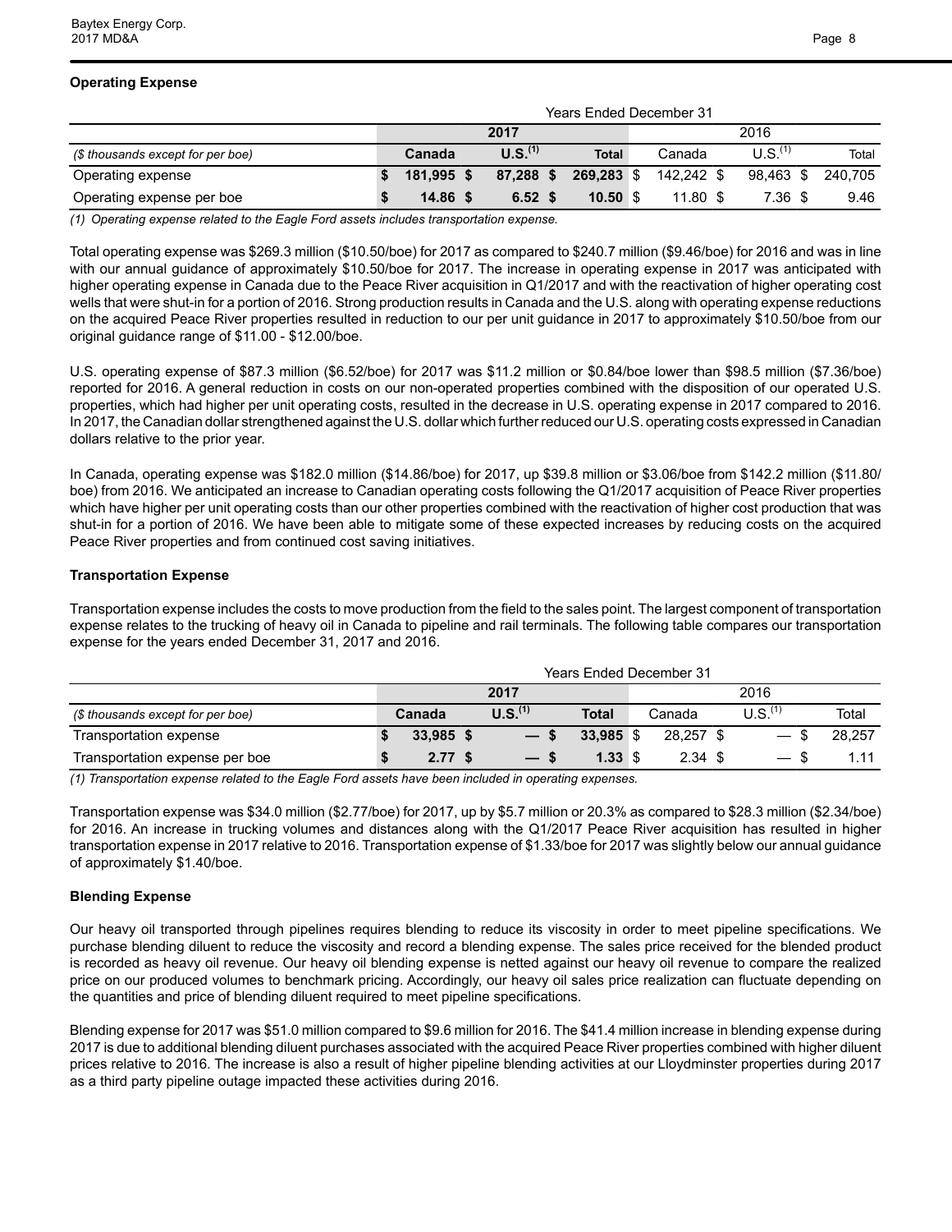### Operating Expense

| | Years Ended December 31 | | | | | |
|---|---|---|---|---|---|---|
| | **2017** | | | 2016 | | |
| *($ thousands except for per boe)* | **Canada** | **U.S.[(1)]** | **Total** | Canada | U.S.[(1)] | Total |
| Operating expense | **$ 181,995** | **$ 87,288** | **$ 269,283** | $ 142,242 | $ 98,463 | $ 240,705 |
| Operating expense per boe | **$ 14.86** | **$ 6.52** | **$ 10.50** | $ 11.80 | $ 7.36 | $ 9.46 |

*(1) Operating expense related to the Eagle Ford assets includes transportation expense.*

Total operating expense was $269.3 million ($10.50/boe) for 2017 as compared to $240.7 million ($9.46/boe) for 2016 and was in line with our annual guidance of approximately $10.50/boe for 2017. The increase in operating expense in 2017 was anticipated with higher operating expense in Canada due to the Peace River acquisition in Q1/2017 and with the reactivation of higher operating cost wells that were shut-in for a portion of 2016. Strong production results in Canada and the U.S. along with operating expense reductions on the acquired Peace River properties resulted in reduction to our per unit guidance in 2017 to approximately $10.50/boe from our original guidance range of $11.00 - $12.00/boe.

U.S. operating expense of $87.3 million ($6.52/boe) for 2017 was $11.2 million or $0.84/boe lower than $98.5 million ($7.36/boe) reported for 2016. A general reduction in costs on our non-operated properties combined with the disposition of our operated U.S. properties, which had higher per unit operating costs, resulted in the decrease in U.S. operating expense in 2017 compared to 2016. In 2017, the Canadian dollar strengthened against the U.S. dollar which further reduced our U.S. operating costs expressed in Canadian dollars relative to the prior year.

In Canada, operating expense was $182.0 million ($14.86/boe) for 2017, up $39.8 million or $3.06/boe from $142.2 million ($11.80/boe) from 2016. We anticipated an increase to Canadian operating costs following the Q1/2017 acquisition of Peace River properties which have higher per unit operating costs than our other properties combined with the reactivation of higher cost production that was shut-in for a portion of 2016. We have been able to mitigate some of these expected increases by reducing costs on the acquired Peace River properties and from continued cost saving initiatives.

### Transportation Expense

Transportation expense includes the costs to move production from the field to the sales point. The largest component of transportation expense relates to the trucking of heavy oil in Canada to pipeline and rail terminals. The following table compares our transportation expense for the years ended December 31, 2017 and 2016.

| | Years Ended December 31 | | | | | |
|---|---|---|---|---|---|---|
| | **2017** | | | 2016 | | |
| *($ thousands except for per boe)* | **Canada** | **U.S.[(1)]** | **Total** | Canada | U.S.[(1)] | Total |
| Transportation expense | **$ 33,985** | **$ —** | **$ 33,985** | $ 28,257 | $ — | $ 28,257 |
| Transportation expense per boe | **$ 2.77** | **$ —** | **$ 1.33** | $ 2.34 | $ — | $ 1.11 |

*(1) Transportation expense related to the Eagle Ford assets have been included in operating expenses.*

Transportation expense was $34.0 million ($2.77/boe) for 2017, up by $5.7 million or 20.3% as compared to $28.3 million ($2.34/boe) for 2016. An increase in trucking volumes and distances along with the Q1/2017 Peace River acquisition has resulted in higher transportation expense in 2017 relative to 2016. Transportation expense of $1.33/boe for 2017 was slightly below our annual guidance of approximately $1.40/boe.

### Blending Expense

Our heavy oil transported through pipelines requires blending to reduce its viscosity in order to meet pipeline specifications. We purchase blending diluent to reduce the viscosity and record a blending expense. The sales price received for the blended product is recorded as heavy oil revenue. Our heavy oil blending expense is netted against our heavy oil revenue to compare the realized price on our produced volumes to benchmark pricing. Accordingly, our heavy oil sales price realization can fluctuate depending on the quantities and price of blending diluent required to meet pipeline specifications.

Blending expense for 2017 was $51.0 million compared to $9.6 million for 2016. The $41.4 million increase in blending expense during 2017 is due to additional blending diluent purchases associated with the acquired Peace River properties combined with higher diluent prices relative to 2016. The increase is also a result of higher pipeline blending activities at our Lloydminster properties during 2017 as a third party pipeline outage impacted these activities during 2016.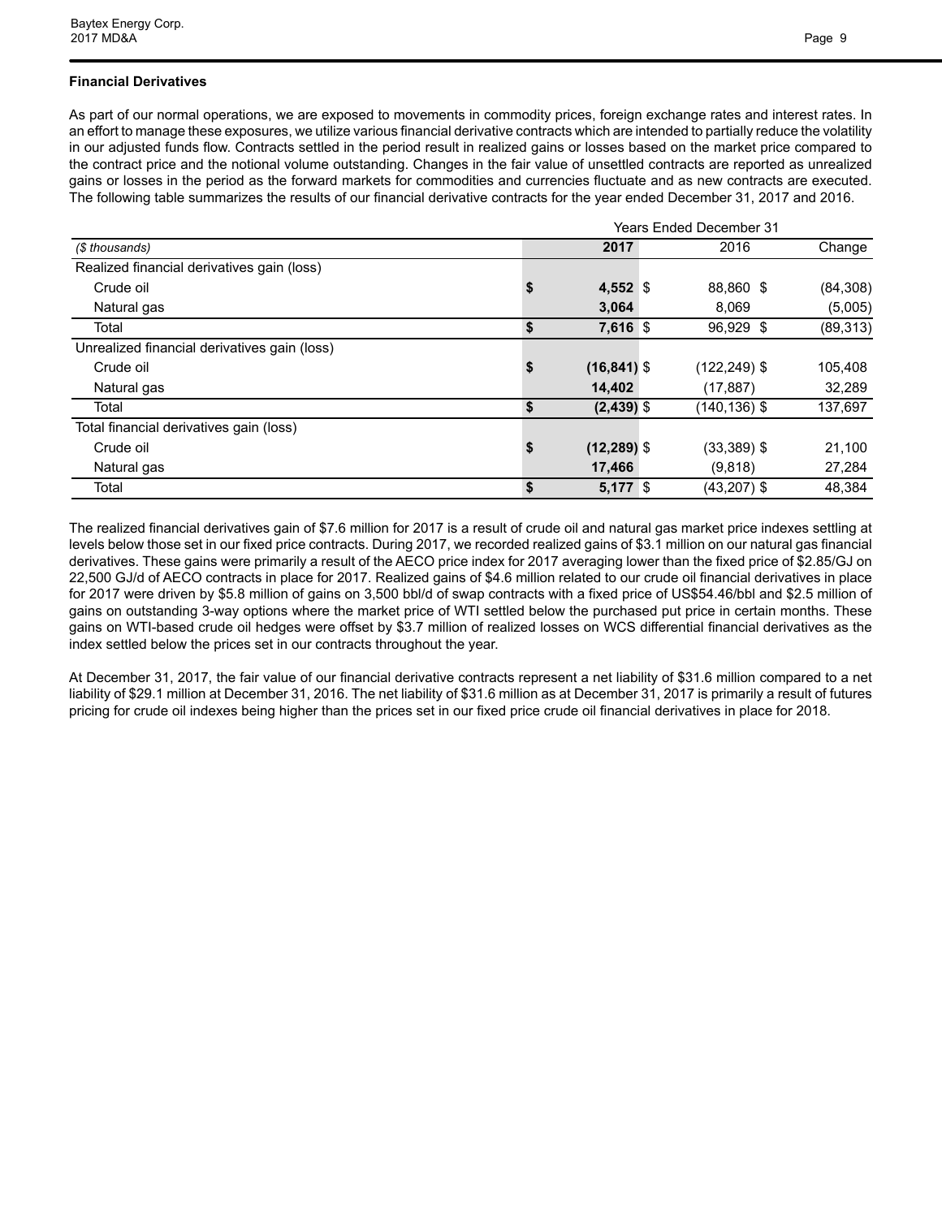### Financial Derivatives

As part of our normal operations, we are exposed to movements in commodity prices, foreign exchange rates and interest rates. In an effort to manage these exposures, we utilize various financial derivative contracts which are intended to partially reduce the volatility in our adjusted funds flow. Contracts settled in the period result in realized gains or losses based on the market price compared to the contract price and the notional volume outstanding. Changes in the fair value of unsettled contracts are reported as unrealized gains or losses in the period as the forward markets for commodities and currencies fluctuate and as new contracts are executed. The following table summarizes the results of our financial derivative contracts for the year ended December 31, 2017 and 2016.

| | Years Ended December 31 | | |
|---|---|---|---|
| *($ thousands)* | **2017** | 2016 | Change |
| Realized financial derivatives gain (loss) | | | |
| Crude oil | **$ 4,552** | $ 88,860 | $ (84,308) |
| Natural gas | **3,064** | 8,069 | (5,005) |
| Total | **$ 7,616** | $ 96,929 | $ (89,313) |
| Unrealized financial derivatives gain (loss) | | | |
| Crude oil | **$ (16,841)** | $ (122,249) | $ 105,408 |
| Natural gas | **14,402** | (17,887) | 32,289 |
| Total | **$ (2,439)** | $ (140,136) | $ 137,697 |
| Total financial derivatives gain (loss) | | | |
| Crude oil | **$ (12,289)** | $ (33,389) | $ 21,100 |
| Natural gas | **17,466** | (9,818) | 27,284 |
| Total | **$ 5,177** | $ (43,207) | $ 48,384 |

The realized financial derivatives gain of $7.6 million for 2017 is a result of crude oil and natural gas market price indexes settling at levels below those set in our fixed price contracts. During 2017, we recorded realized gains of $3.1 million on our natural gas financial derivatives. These gains were primarily a result of the AECO price index for 2017 averaging lower than the fixed price of $2.85/GJ on 22,500 GJ/d of AECO contracts in place for 2017. Realized gains of $4.6 million related to our crude oil financial derivatives in place for 2017 were driven by $5.8 million of gains on 3,500 bbl/d of swap contracts with a fixed price of US$54.46/bbl and $2.5 million of gains on outstanding 3-way options where the market price of WTI settled below the purchased put price in certain months. These gains on WTI-based crude oil hedges were offset by $3.7 million of realized losses on WCS differential financial derivatives as the index settled below the prices set in our contracts throughout the year.

At December 31, 2017, the fair value of our financial derivative contracts represent a net liability of $31.6 million compared to a net liability of $29.1 million at December 31, 2016. The net liability of $31.6 million as at December 31, 2017 is primarily a result of futures pricing for crude oil indexes being higher than the prices set in our fixed price crude oil financial derivatives in place for 2018.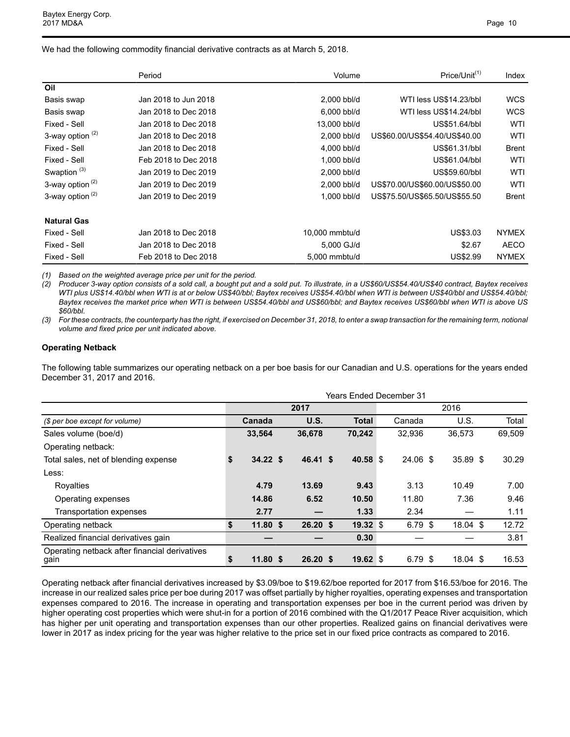We had the following commodity financial derivative contracts as at March 5, 2018.

| | Period | Volume | Price/Unit[(1)] | Index |
|---|---|---|---|---|
| **Oil** | | | | |
| Basis swap | Jan 2018 to Jun 2018 | 2,000 bbl/d | WTI less US$14.23/bbl | WCS |
| Basis swap | Jan 2018 to Dec 2018 | 6,000 bbl/d | WTI less US$14.24/bbl | WCS |
| Fixed - Sell | Jan 2018 to Dec 2018 | 13,000 bbl/d | US$51.64/bbl | WTI |
| 3-way option [(2)] | Jan 2018 to Dec 2018 | 2,000 bbl/d | US$60.00/US$54.40/US$40.00 | WTI |
| Fixed - Sell | Jan 2018 to Dec 2018 | 4,000 bbl/d | US$61.31/bbl | Brent |
| Fixed - Sell | Feb 2018 to Dec 2018 | 1,000 bbl/d | US$61.04/bbl | WTI |
| Swaption [(3)] | Jan 2019 to Dec 2019 | 2,000 bbl/d | US$59.60/bbl | WTI |
| 3-way option [(2)] | Jan 2019 to Dec 2019 | 2,000 bbl/d | US$70.00/US$60.00/US$50.00 | WTI |
| 3-way option [(2)] | Jan 2019 to Dec 2019 | 1,000 bbl/d | US$75.50/US$65.50/US$55.50 | Brent |
| | | | | |
| **Natural Gas** | | | | |
| Fixed - Sell | Jan 2018 to Dec 2018 | 10,000 mmbtu/d | US$3.03 | NYMEX |
| Fixed - Sell | Jan 2018 to Dec 2018 | 5,000 GJ/d | $2.67 | AECO |
| Fixed - Sell | Feb 2018 to Dec 2018 | 5,000 mmbtu/d | US$2.99 | NYMEX |

*(1) Based on the weighted average price per unit for the period.*

*(2) Producer 3-way option consists of a sold call, a bought put and a sold put. To illustrate, in a US$60/US$54.40/US$40 contract, Baytex receives WTI plus US$14.40/bbl when WTI is at or below US$40/bbl; Baytex receives US$54.40/bbl when WTI is between US$40/bbl and US$54.40/bbl; Baytex receives the market price when WTI is between US$54.40/bbl and US$60/bbl; and Baytex receives US$60/bbl when WTI is above US $60/bbl.*

*(3) For these contracts, the counterparty has the right, if exercised on December 31, 2018, to enter a swap transaction for the remaining term, notional volume and fixed price per unit indicated above.*

**Operating Netback**

The following table summarizes our operating netback on a per boe basis for our Canadian and U.S. operations for the years ended December 31, 2017 and 2016.

| | Years Ended December 31 | | | | | |
|---|---|---|---|---|---|---|
| | 2017 | | | 2016 | | |
| *($ per boe except for volume)* | **Canada** | **U.S.** | **Total** | Canada | U.S. | Total |
| Sales volume (boe/d) | **33,564** | **36,678** | **70,242** | 32,936 | 36,573 | 69,509 |
| Operating netback: | | | | | | |
| Total sales, net of blending expense | **$ 34.22** | **$ 46.41** | **$ 40.58** | $ 24.06 | $ 35.89 | $ 30.29 |
| Less: | | | | | | |
| Royalties | **4.79** | **13.69** | **9.43** | 3.13 | 10.49 | 7.00 |
| Operating expenses | **14.86** | **6.52** | **10.50** | 11.80 | 7.36 | 9.46 |
| Transportation expenses | **2.77** | **—** | **1.33** | 2.34 | — | 1.11 |
| Operating netback | **$ 11.80** | **$ 26.20** | **$ 19.32** | $ 6.79 | $ 18.04 | $ 12.72 |
| Realized financial derivatives gain | **—** | **—** | **0.30** | — | — | 3.81 |
| Operating netback after financial derivatives gain | **$ 11.80** | **$ 26.20** | **$ 19.62** | $ 6.79 | $ 18.04 | $ 16.53 |

Operating netback after financial derivatives increased by $3.09/boe to $19.62/boe reported for 2017 from $16.53/boe for 2016. The increase in our realized sales price per boe during 2017 was offset partially by higher royalties, operating expenses and transportation expenses compared to 2016. The increase in operating and transportation expenses per boe in the current period was driven by higher operating cost properties which were shut-in for a portion of 2016 combined with the Q1/2017 Peace River acquisition, which has higher per unit operating and transportation expenses than our other properties. Realized gains on financial derivatives were lower in 2017 as index pricing for the year was higher relative to the price set in our fixed price contracts as compared to 2016.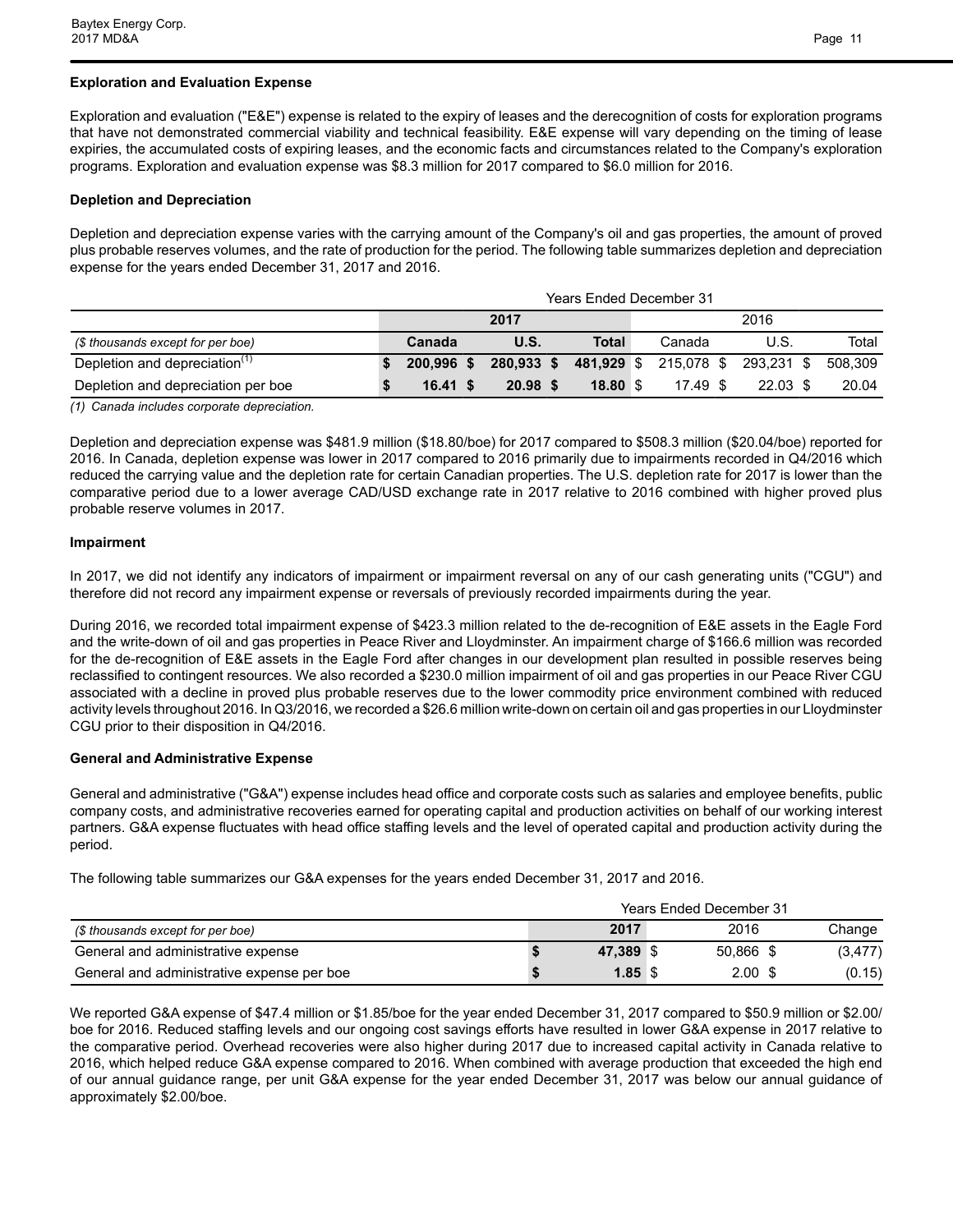**Exploration and Evaluation Expense**

Exploration and evaluation ("E&E") expense is related to the expiry of leases and the derecognition of costs for exploration programs that have not demonstrated commercial viability and technical feasibility. E&E expense will vary depending on the timing of lease expiries, the accumulated costs of expiring leases, and the economic facts and circumstances related to the Company's exploration programs. Exploration and evaluation expense was $8.3 million for 2017 compared to $6.0 million for 2016.

**Depletion and Depreciation**

Depletion and depreciation expense varies with the carrying amount of the Company's oil and gas properties, the amount of proved plus probable reserves volumes, and the rate of production for the period. The following table summarizes depletion and depreciation expense for the years ended December 31, 2017 and 2016.

| | Years Ended December 31 | | | | | |
|---|---|---|---|---|---|---|
| | 2017 | | | 2016 | | |
| *($ thousands except for per boe)* | **Canada** | **U.S.** | **Total** | Canada | U.S. | Total |
| Depletion and depreciation[(1)] | **$ 200,996** | **$ 280,933** | **$ 481,929** | $ 215,078 | $ 293,231 | $ 508,309 |
| Depletion and depreciation per boe | **$ 16.41** | **$ 20.98** | **$ 18.80** | $ 17.49 | $ 22.03 | $ 20.04 |

*(1) Canada includes corporate depreciation.*

Depletion and depreciation expense was $481.9 million ($18.80/boe) for 2017 compared to $508.3 million ($20.04/boe) reported for 2016. In Canada, depletion expense was lower in 2017 compared to 2016 primarily due to impairments recorded in Q4/2016 which reduced the carrying value and the depletion rate for certain Canadian properties. The U.S. depletion rate for 2017 is lower than the comparative period due to a lower average CAD/USD exchange rate in 2017 relative to 2016 combined with higher proved plus probable reserve volumes in 2017.

**Impairment**

In 2017, we did not identify any indicators of impairment or impairment reversal on any of our cash generating units ("CGU") and therefore did not record any impairment expense or reversals of previously recorded impairments during the year.

During 2016, we recorded total impairment expense of $423.3 million related to the de-recognition of E&E assets in the Eagle Ford and the write-down of oil and gas properties in Peace River and Lloydminster. An impairment charge of $166.6 million was recorded for the de-recognition of E&E assets in the Eagle Ford after changes in our development plan resulted in possible reserves being reclassified to contingent resources. We also recorded a $230.0 million impairment of oil and gas properties in our Peace River CGU associated with a decline in proved plus probable reserves due to the lower commodity price environment combined with reduced activity levels throughout 2016. In Q3/2016, we recorded a $26.6 million write-down on certain oil and gas properties in our Lloydminster CGU prior to their disposition in Q4/2016.

**General and Administrative Expense**

General and administrative ("G&A") expense includes head office and corporate costs such as salaries and employee benefits, public company costs, and administrative recoveries earned for operating capital and production activities on behalf of our working interest partners. G&A expense fluctuates with head office staffing levels and the level of operated capital and production activity during the period.

The following table summarizes our G&A expenses for the years ended December 31, 2017 and 2016.

| | Years Ended December 31 | | |
|---|---|---|---|
| *($ thousands except for per boe)* | **2017** | 2016 | Change |
| General and administrative expense | **$ 47,389** | $ 50,866 | $ (3,477) |
| General and administrative expense per boe | **$ 1.85** | $ 2.00 | $ (0.15) |

We reported G&A expense of $47.4 million or $1.85/boe for the year ended December 31, 2017 compared to $50.9 million or $2.00/boe for 2016. Reduced staffing levels and our ongoing cost savings efforts have resulted in lower G&A expense in 2017 relative to the comparative period. Overhead recoveries were also higher during 2017 due to increased capital activity in Canada relative to 2016, which helped reduce G&A expense compared to 2016. When combined with average production that exceeded the high end of our annual guidance range, per unit G&A expense for the year ended December 31, 2017 was below our annual guidance of approximately $2.00/boe.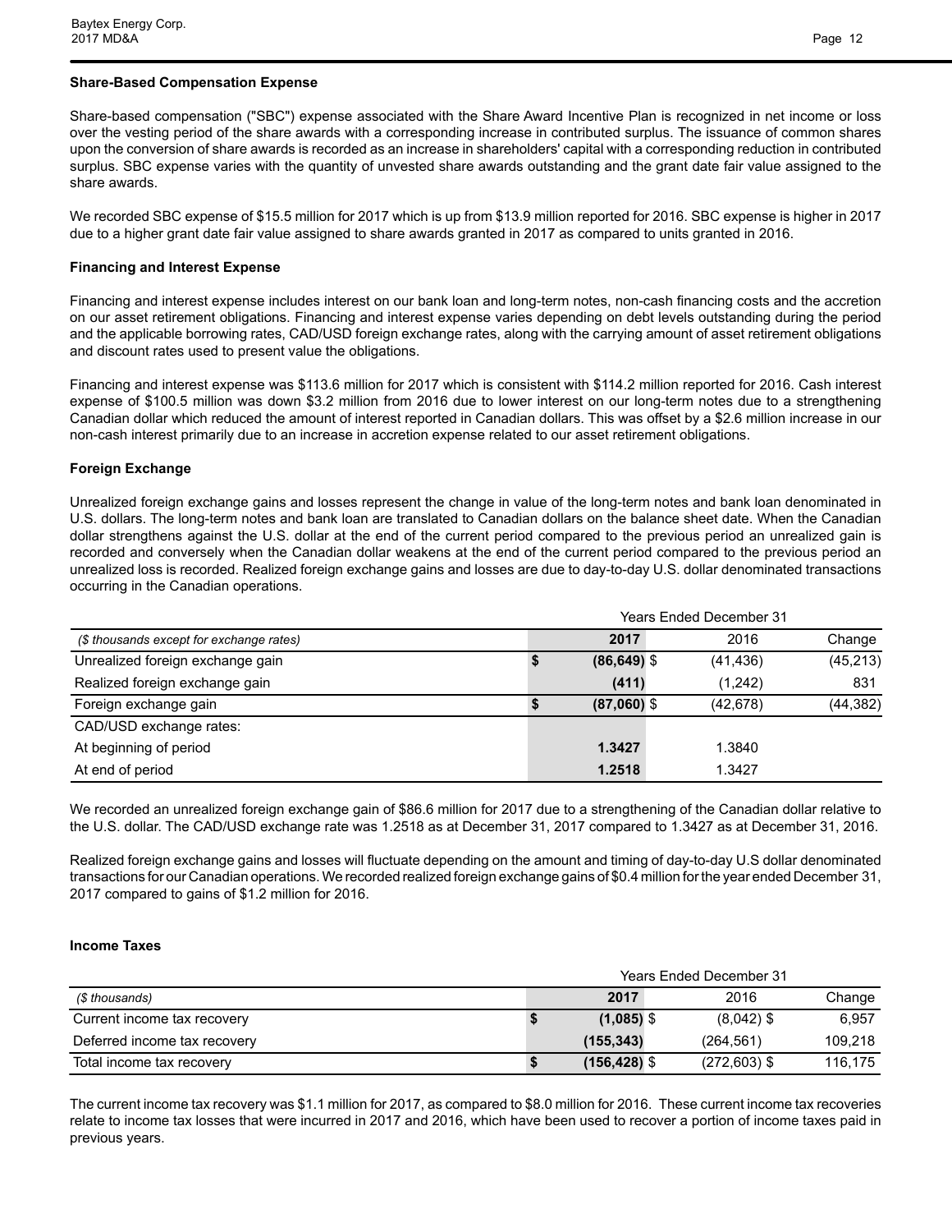### Share-Based Compensation Expense

Share-based compensation ("SBC") expense associated with the Share Award Incentive Plan is recognized in net income or loss over the vesting period of the share awards with a corresponding increase in contributed surplus. The issuance of common shares upon the conversion of share awards is recorded as an increase in shareholders' capital with a corresponding reduction in contributed surplus. SBC expense varies with the quantity of unvested share awards outstanding and the grant date fair value assigned to the share awards.

We recorded SBC expense of $15.5 million for 2017 which is up from $13.9 million reported for 2016. SBC expense is higher in 2017 due to a higher grant date fair value assigned to share awards granted in 2017 as compared to units granted in 2016.

### Financing and Interest Expense

Financing and interest expense includes interest on our bank loan and long-term notes, non-cash financing costs and the accretion on our asset retirement obligations. Financing and interest expense varies depending on debt levels outstanding during the period and the applicable borrowing rates, CAD/USD foreign exchange rates, along with the carrying amount of asset retirement obligations and discount rates used to present value the obligations.

Financing and interest expense was $113.6 million for 2017 which is consistent with $114.2 million reported for 2016. Cash interest expense of $100.5 million was down $3.2 million from 2016 due to lower interest on our long-term notes due to a strengthening Canadian dollar which reduced the amount of interest reported in Canadian dollars. This was offset by a $2.6 million increase in our non-cash interest primarily due to an increase in accretion expense related to our asset retirement obligations.

### Foreign Exchange

Unrealized foreign exchange gains and losses represent the change in value of the long-term notes and bank loan denominated in U.S. dollars. The long-term notes and bank loan are translated to Canadian dollars on the balance sheet date. When the Canadian dollar strengthens against the U.S. dollar at the end of the current period compared to the previous period an unrealized gain is recorded and conversely when the Canadian dollar weakens at the end of the current period compared to the previous period an unrealized loss is recorded. Realized foreign exchange gains and losses are due to day-to-day U.S. dollar denominated transactions occurring in the Canadian operations.

| | Years Ended December 31 | | |
|---|---|---|---|
| *($ thousands except for exchange rates)* | **2017** | 2016 | Change |
| Unrealized foreign exchange gain | **$ (86,649)** | $ (41,436) | (45,213) |
| Realized foreign exchange gain | **(411)** | (1,242) | 831 |
| Foreign exchange gain | **$ (87,060)** | $ (42,678) | (44,382) |
| CAD/USD exchange rates: | | | |
| At beginning of period | **1.3427** | 1.3840 | |
| At end of period | **1.2518** | 1.3427 | |

We recorded an unrealized foreign exchange gain of $86.6 million for 2017 due to a strengthening of the Canadian dollar relative to the U.S. dollar. The CAD/USD exchange rate was 1.2518 as at December 31, 2017 compared to 1.3427 as at December 31, 2016.

Realized foreign exchange gains and losses will fluctuate depending on the amount and timing of day-to-day U.S dollar denominated transactions for our Canadian operations. We recorded realized foreign exchange gains of $0.4 million for the year ended December 31, 2017 compared to gains of $1.2 million for 2016.

### Income Taxes

| | Years Ended December 31 | | |
|---|---|---|---|
| *($ thousands)* | **2017** | 2016 | Change |
| Current income tax recovery | **$ (1,085)** | $ (8,042) | $ 6,957 |
| Deferred income tax recovery | **(155,343)** | (264,561) | 109,218 |
| Total income tax recovery | **$ (156,428)** | $ (272,603) | $ 116,175 |

The current income tax recovery was $1.1 million for 2017, as compared to $8.0 million for 2016. These current income tax recoveries relate to income tax losses that were incurred in 2017 and 2016, which have been used to recover a portion of income taxes paid in previous years.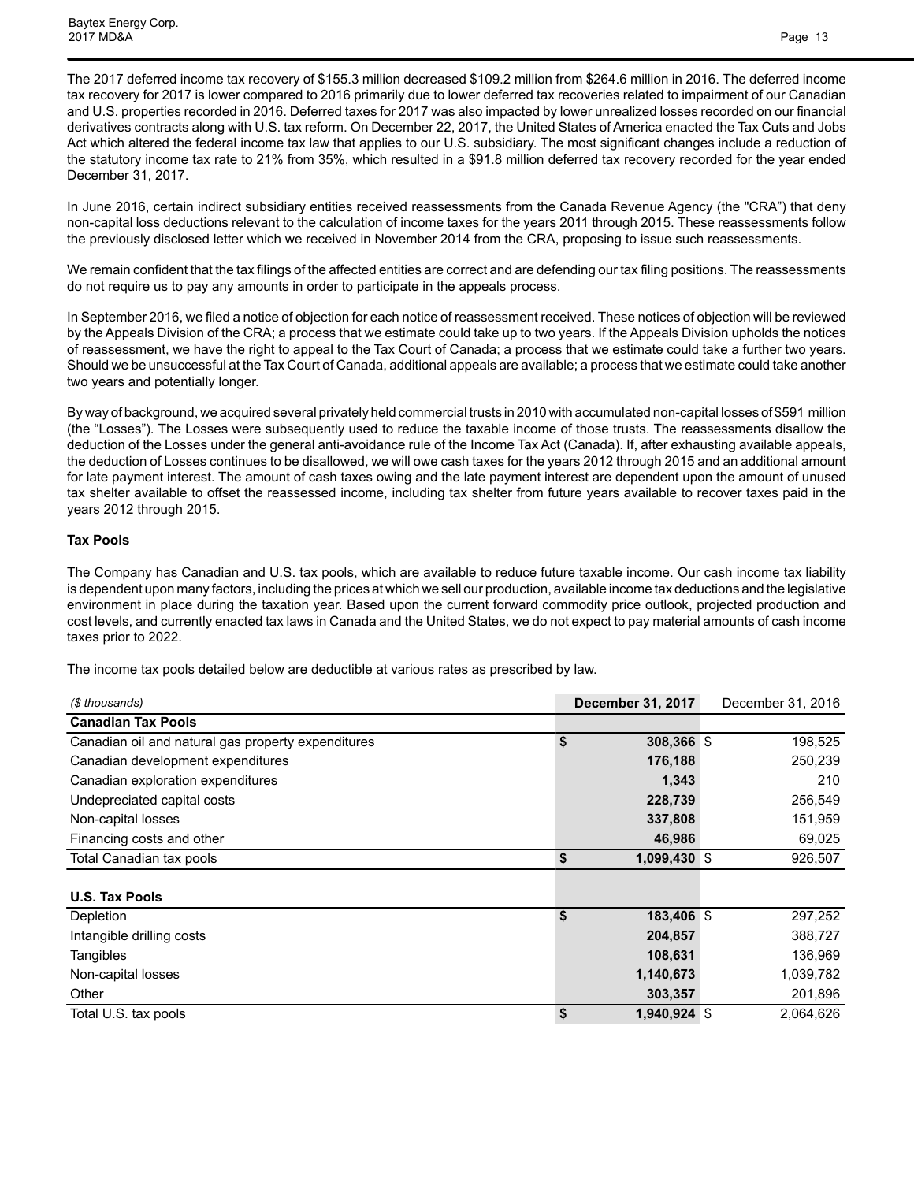The 2017 deferred income tax recovery of $155.3 million decreased $109.2 million from $264.6 million in 2016. The deferred income tax recovery for 2017 is lower compared to 2016 primarily due to lower deferred tax recoveries related to impairment of our Canadian and U.S. properties recorded in 2016. Deferred taxes for 2017 was also impacted by lower unrealized losses recorded on our financial derivatives contracts along with U.S. tax reform. On December 22, 2017, the United States of America enacted the Tax Cuts and Jobs Act which altered the federal income tax law that applies to our U.S. subsidiary. The most significant changes include a reduction of the statutory income tax rate to 21% from 35%, which resulted in a $91.8 million deferred tax recovery recorded for the year ended December 31, 2017.

In June 2016, certain indirect subsidiary entities received reassessments from the Canada Revenue Agency (the "CRA") that deny non-capital loss deductions relevant to the calculation of income taxes for the years 2011 through 2015. These reassessments follow the previously disclosed letter which we received in November 2014 from the CRA, proposing to issue such reassessments.

We remain confident that the tax filings of the affected entities are correct and are defending our tax filing positions. The reassessments do not require us to pay any amounts in order to participate in the appeals process.

In September 2016, we filed a notice of objection for each notice of reassessment received. These notices of objection will be reviewed by the Appeals Division of the CRA; a process that we estimate could take up to two years. If the Appeals Division upholds the notices of reassessment, we have the right to appeal to the Tax Court of Canada; a process that we estimate could take a further two years. Should we be unsuccessful at the Tax Court of Canada, additional appeals are available; a process that we estimate could take another two years and potentially longer.

By way of background, we acquired several privately held commercial trusts in 2010 with accumulated non-capital losses of $591 million (the "Losses"). The Losses were subsequently used to reduce the taxable income of those trusts. The reassessments disallow the deduction of the Losses under the general anti-avoidance rule of the Income Tax Act (Canada). If, after exhausting available appeals, the deduction of Losses continues to be disallowed, we will owe cash taxes for the years 2012 through 2015 and an additional amount for late payment interest. The amount of cash taxes owing and the late payment interest are dependent upon the amount of unused tax shelter available to offset the reassessed income, including tax shelter from future years available to recover taxes paid in the years 2012 through 2015.

**Tax Pools**

The Company has Canadian and U.S. tax pools, which are available to reduce future taxable income. Our cash income tax liability is dependent upon many factors, including the prices at which we sell our production, available income tax deductions and the legislative environment in place during the taxation year. Based upon the current forward commodity price outlook, projected production and cost levels, and currently enacted tax laws in Canada and the United States, we do not expect to pay material amounts of cash income taxes prior to 2022.

The income tax pools detailed below are deductible at various rates as prescribed by law.

| *($ thousands)* | **December 31, 2017** | December 31, 2016 |
|---|---|---|
| **Canadian Tax Pools** | | |
| Canadian oil and natural gas property expenditures | **$ 308,366** | $ 198,525 |
| Canadian development expenditures | **176,188** | 250,239 |
| Canadian exploration expenditures | **1,343** | 210 |
| Undepreciated capital costs | **228,739** | 256,549 |
| Non-capital losses | **337,808** | 151,959 |
| Financing costs and other | **46,986** | 69,025 |
| Total Canadian tax pools | **$ 1,099,430** | $ 926,507 |
| | | |
| **U.S. Tax Pools** | | |
| Depletion | **$ 183,406** | $ 297,252 |
| Intangible drilling costs | **204,857** | 388,727 |
| Tangibles | **108,631** | 136,969 |
| Non-capital losses | **1,140,673** | 1,039,782 |
| Other | **303,357** | 201,896 |
| Total U.S. tax pools | **$ 1,940,924** | $ 2,064,626 |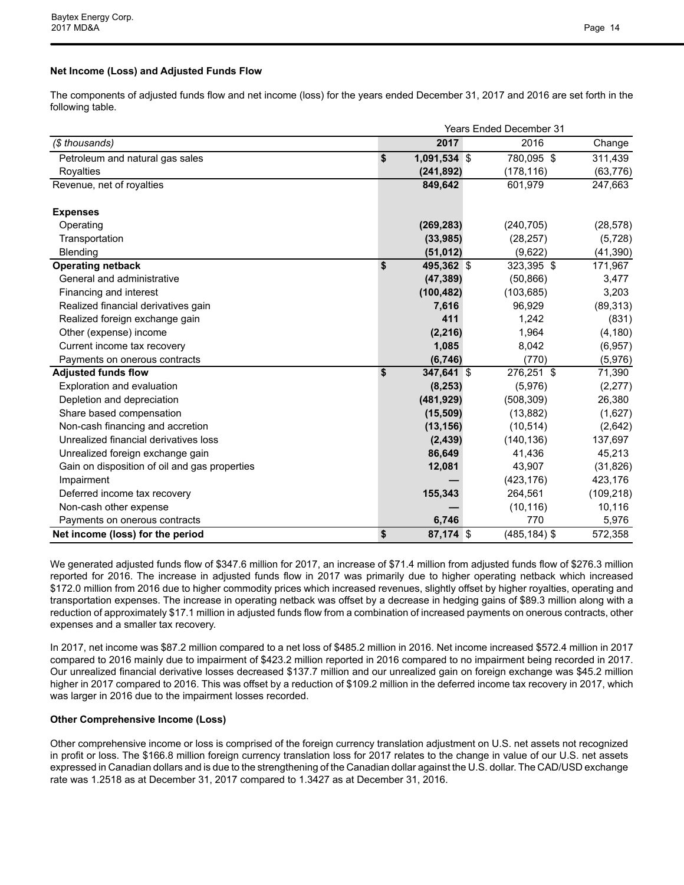### Net Income (Loss) and Adjusted Funds Flow

The components of adjusted funds flow and net income (loss) for the years ended December 31, 2017 and 2016 are set forth in the following table.

| | Years Ended December 31 | | |
|---|---|---|---|
| *($ thousands)* | **2017** | 2016 | Change |
| Petroleum and natural gas sales | **$ 1,091,534** | $ 780,095 | $ 311,439 |
| Royalties | **(241,892)** | (178,116) | (63,776) |
| Revenue, net of royalties | **849,642** | 601,979 | 247,663 |
| | | | |
| **Expenses** | | | |
| Operating | **(269,283)** | (240,705) | (28,578) |
| Transportation | **(33,985)** | (28,257) | (5,728) |
| Blending | **(51,012)** | (9,622) | (41,390) |
| **Operating netback** | **$ 495,362** | $ 323,395 | $ 171,967 |
| General and administrative | **(47,389)** | (50,866) | 3,477 |
| Financing and interest | **(100,482)** | (103,685) | 3,203 |
| Realized financial derivatives gain | **7,616** | 96,929 | (89,313) |
| Realized foreign exchange gain | **411** | 1,242 | (831) |
| Other (expense) income | **(2,216)** | 1,964 | (4,180) |
| Current income tax recovery | **1,085** | 8,042 | (6,957) |
| Payments on onerous contracts | **(6,746)** | (770) | (5,976) |
| **Adjusted funds flow** | **$ 347,641** | $ 276,251 | $ 71,390 |
| Exploration and evaluation | **(8,253)** | (5,976) | (2,277) |
| Depletion and depreciation | **(481,929)** | (508,309) | 26,380 |
| Share based compensation | **(15,509)** | (13,882) | (1,627) |
| Non-cash financing and accretion | **(13,156)** | (10,514) | (2,642) |
| Unrealized financial derivatives loss | **(2,439)** | (140,136) | 137,697 |
| Unrealized foreign exchange gain | **86,649** | 41,436 | 45,213 |
| Gain on disposition of oil and gas properties | **12,081** | 43,907 | (31,826) |
| Impairment | **—** | (423,176) | 423,176 |
| Deferred income tax recovery | **155,343** | 264,561 | (109,218) |
| Non-cash other expense | **—** | (10,116) | 10,116 |
| Payments on onerous contracts | **6,746** | 770 | 5,976 |
| **Net income (loss) for the period** | **$ 87,174** | $ (485,184) | $ 572,358 |

We generated adjusted funds flow of $347.6 million for 2017, an increase of $71.4 million from adjusted funds flow of $276.3 million reported for 2016. The increase in adjusted funds flow in 2017 was primarily due to higher operating netback which increased $172.0 million from 2016 due to higher commodity prices which increased revenues, slightly offset by higher royalties, operating and transportation expenses. The increase in operating netback was offset by a decrease in hedging gains of $89.3 million along with a reduction of approximately $17.1 million in adjusted funds flow from a combination of increased payments on onerous contracts, other expenses and a smaller tax recovery.

In 2017, net income was $87.2 million compared to a net loss of $485.2 million in 2016. Net income increased $572.4 million in 2017 compared to 2016 mainly due to impairment of $423.2 million reported in 2016 compared to no impairment being recorded in 2017. Our unrealized financial derivative losses decreased $137.7 million and our unrealized gain on foreign exchange was $45.2 million higher in 2017 compared to 2016. This was offset by a reduction of $109.2 million in the deferred income tax recovery in 2017, which was larger in 2016 due to the impairment losses recorded.

### Other Comprehensive Income (Loss)

Other comprehensive income or loss is comprised of the foreign currency translation adjustment on U.S. net assets not recognized in profit or loss. The $166.8 million foreign currency translation loss for 2017 relates to the change in value of our U.S. net assets expressed in Canadian dollars and is due to the strengthening of the Canadian dollar against the U.S. dollar. The CAD/USD exchange rate was 1.2518 as at December 31, 2017 compared to 1.3427 as at December 31, 2016.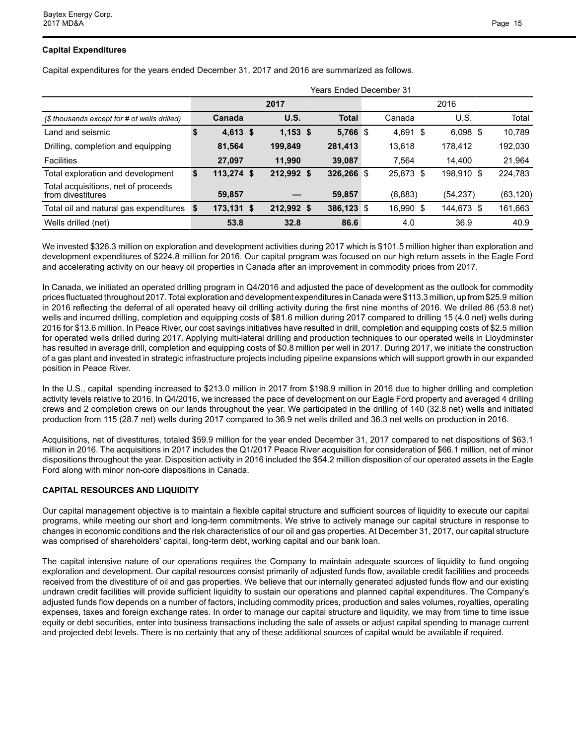### Capital Expenditures

Capital expenditures for the years ended December 31, 2017 and 2016 are summarized as follows.

| | Years Ended December 31 | | | | | |
|---|---|---|---|---|---|---|
| | 2017 | | | 2016 | | |
| *($ thousands except for # of wells drilled)* | **Canada** | **U.S.** | **Total** | Canada | U.S. | Total |
| Land and seismic | **$ 4,613** | **$ 1,153** | **$ 5,766** | $ 4,691 | $ 6,098 | $ 10,789 |
| Drilling, completion and equipping | **81,564** | **199,849** | **281,413** | 13,618 | 178,412 | 192,030 |
| Facilities | **27,097** | **11,990** | **39,087** | 7,564 | 14,400 | 21,964 |
| Total exploration and development | **$ 113,274** | **$ 212,992** | **$ 326,266** | $ 25,873 | $ 198,910 | $ 224,783 |
| Total acquisitions, net of proceeds from divestitures | **59,857** | **—** | **59,857** | (8,883) | (54,237) | (63,120) |
| Total oil and natural gas expenditures | **$ 173,131** | **$ 212,992** | **$ 386,123** | $ 16,990 | $ 144,673 | $ 161,663 |
| Wells drilled (net) | **53.8** | **32.8** | **86.6** | 4.0 | 36.9 | 40.9 |

We invested $326.3 million on exploration and development activities during 2017 which is $101.5 million higher than exploration and development expenditures of $224.8 million for 2016. Our capital program was focused on our high return assets in the Eagle Ford and accelerating activity on our heavy oil properties in Canada after an improvement in commodity prices from 2017.

In Canada, we initiated an operated drilling program in Q4/2016 and adjusted the pace of development as the outlook for commodity prices fluctuated throughout 2017. Total exploration and development expenditures in Canada were $113.3 million, up from $25.9 million in 2016 reflecting the deferral of all operated heavy oil drilling activity during the first nine months of 2016. We drilled 86 (53.8 net) wells and incurred drilling, completion and equipping costs of $81.6 million during 2017 compared to drilling 15 (4.0 net) wells during 2016 for $13.6 million. In Peace River, our cost savings initiatives have resulted in drill, completion and equipping costs of $2.5 million for operated wells drilled during 2017. Applying multi-lateral drilling and production techniques to our operated wells in Lloydminster has resulted in average drill, completion and equipping costs of $0.8 million per well in 2017. During 2017, we initiate the construction of a gas plant and invested in strategic infrastructure projects including pipeline expansions which will support growth in our expanded position in Peace River.

In the U.S., capital spending increased to $213.0 million in 2017 from $198.9 million in 2016 due to higher drilling and completion activity levels relative to 2016. In Q4/2016, we increased the pace of development on our Eagle Ford property and averaged 4 drilling crews and 2 completion crews on our lands throughout the year. We participated in the drilling of 140 (32.8 net) wells and initiated production from 115 (28.7 net) wells during 2017 compared to 36.9 net wells drilled and 36.3 net wells on production in 2016.

Acquisitions, net of divestitures, totaled $59.9 million for the year ended December 31, 2017 compared to net dispositions of $63.1 million in 2016. The acquisitions in 2017 includes the Q1/2017 Peace River acquisition for consideration of $66.1 million, net of minor dispositions throughout the year. Disposition activity in 2016 included the $54.2 million disposition of our operated assets in the Eagle Ford along with minor non-core dispositions in Canada.

### CAPITAL RESOURCES AND LIQUIDITY

Our capital management objective is to maintain a flexible capital structure and sufficient sources of liquidity to execute our capital programs, while meeting our short and long-term commitments. We strive to actively manage our capital structure in response to changes in economic conditions and the risk characteristics of our oil and gas properties. At December 31, 2017, our capital structure was comprised of shareholders' capital, long-term debt, working capital and our bank loan.

The capital intensive nature of our operations requires the Company to maintain adequate sources of liquidity to fund ongoing exploration and development. Our capital resources consist primarily of adjusted funds flow, available credit facilities and proceeds received from the divestiture of oil and gas properties. We believe that our internally generated adjusted funds flow and our existing undrawn credit facilities will provide sufficient liquidity to sustain our operations and planned capital expenditures. The Company's adjusted funds flow depends on a number of factors, including commodity prices, production and sales volumes, royalties, operating expenses, taxes and foreign exchange rates. In order to manage our capital structure and liquidity, we may from time to time issue equity or debt securities, enter into business transactions including the sale of assets or adjust capital spending to manage current and projected debt levels. There is no certainty that any of these additional sources of capital would be available if required.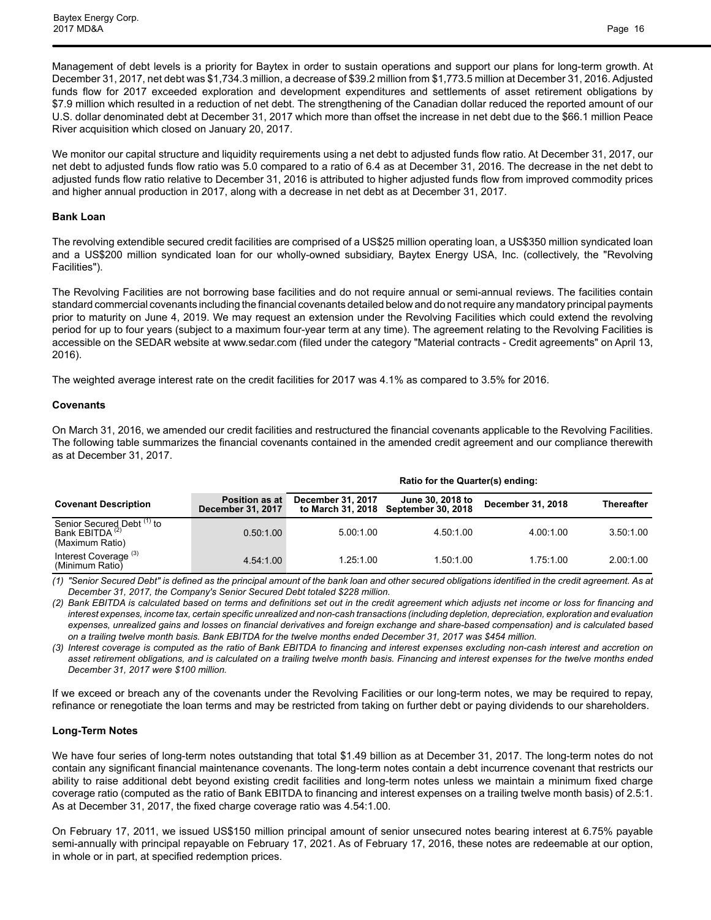Management of debt levels is a priority for Baytex in order to sustain operations and support our plans for long-term growth. At December 31, 2017, net debt was $1,734.3 million, a decrease of $39.2 million from $1,773.5 million at December 31, 2016. Adjusted funds flow for 2017 exceeded exploration and development expenditures and settlements of asset retirement obligations by $7.9 million which resulted in a reduction of net debt. The strengthening of the Canadian dollar reduced the reported amount of our U.S. dollar denominated debt at December 31, 2017 which more than offset the increase in net debt due to the $66.1 million Peace River acquisition which closed on January 20, 2017.

We monitor our capital structure and liquidity requirements using a net debt to adjusted funds flow ratio. At December 31, 2017, our net debt to adjusted funds flow ratio was 5.0 compared to a ratio of 6.4 as at December 31, 2016. The decrease in the net debt to adjusted funds flow ratio relative to December 31, 2016 is attributed to higher adjusted funds flow from improved commodity prices and higher annual production in 2017, along with a decrease in net debt as at December 31, 2017.

### Bank Loan

The revolving extendible secured credit facilities are comprised of a US$25 million operating loan, a US$350 million syndicated loan and a US$200 million syndicated loan for our wholly-owned subsidiary, Baytex Energy USA, Inc. (collectively, the "Revolving Facilities").

The Revolving Facilities are not borrowing base facilities and do not require annual or semi-annual reviews. The facilities contain standard commercial covenants including the financial covenants detailed below and do not require any mandatory principal payments prior to maturity on June 4, 2019. We may request an extension under the Revolving Facilities which could extend the revolving period for up to four years (subject to a maximum four-year term at any time). The agreement relating to the Revolving Facilities is accessible on the SEDAR website at www.sedar.com (filed under the category "Material contracts - Credit agreements" on April 13, 2016).

The weighted average interest rate on the credit facilities for 2017 was 4.1% as compared to 3.5% for 2016.

### Covenants

On March 31, 2016, we amended our credit facilities and restructured the financial covenants applicable to the Revolving Facilities. The following table summarizes the financial covenants contained in the amended credit agreement and our compliance therewith as at December 31, 2017.

| | | Ratio for the Quarter(s) ending: | | | |
|---|---|---|---|---|---|
| **Covenant Description** | **Position as at December 31, 2017** | **December 31, 2017 to March 31, 2018** | **June 30, 2018 to September 30, 2018** | **December 31, 2018** | **Thereafter** |
| Senior Secured Debt [(1)] to Bank EBITDA [(2)] (Maximum Ratio) | 0.50:1.00 | 5.00:1.00 | 4.50:1.00 | 4.00:1.00 | 3.50:1.00 |
| Interest Coverage [(3)] (Minimum Ratio) | 4.54:1.00 | 1.25:1.00 | 1.50:1.00 | 1.75:1.00 | 2.00:1.00 |

*(1) "Senior Secured Debt" is defined as the principal amount of the bank loan and other secured obligations identified in the credit agreement. As at December 31, 2017, the Company's Senior Secured Debt totaled $228 million.*

*(2) Bank EBITDA is calculated based on terms and definitions set out in the credit agreement which adjusts net income or loss for financing and interest expenses, income tax, certain specific unrealized and non-cash transactions (including depletion, depreciation, exploration and evaluation expenses, unrealized gains and losses on financial derivatives and foreign exchange and share-based compensation) and is calculated based on a trailing twelve month basis. Bank EBITDA for the twelve months ended December 31, 2017 was $454 million.*

*(3) Interest coverage is computed as the ratio of Bank EBITDA to financing and interest expenses excluding non-cash interest and accretion on asset retirement obligations, and is calculated on a trailing twelve month basis. Financing and interest expenses for the twelve months ended December 31, 2017 were $100 million.*

If we exceed or breach any of the covenants under the Revolving Facilities or our long-term notes, we may be required to repay, refinance or renegotiate the loan terms and may be restricted from taking on further debt or paying dividends to our shareholders.

### Long-Term Notes

We have four series of long-term notes outstanding that total $1.49 billion as at December 31, 2017. The long-term notes do not contain any significant financial maintenance covenants. The long-term notes contain a debt incurrence covenant that restricts our ability to raise additional debt beyond existing credit facilities and long-term notes unless we maintain a minimum fixed charge coverage ratio (computed as the ratio of Bank EBITDA to financing and interest expenses on a trailing twelve month basis) of 2.5:1. As at December 31, 2017, the fixed charge coverage ratio was 4.54:1.00.

On February 17, 2011, we issued US$150 million principal amount of senior unsecured notes bearing interest at 6.75% payable semi-annually with principal repayable on February 17, 2021. As of February 17, 2016, these notes are redeemable at our option, in whole or in part, at specified redemption prices.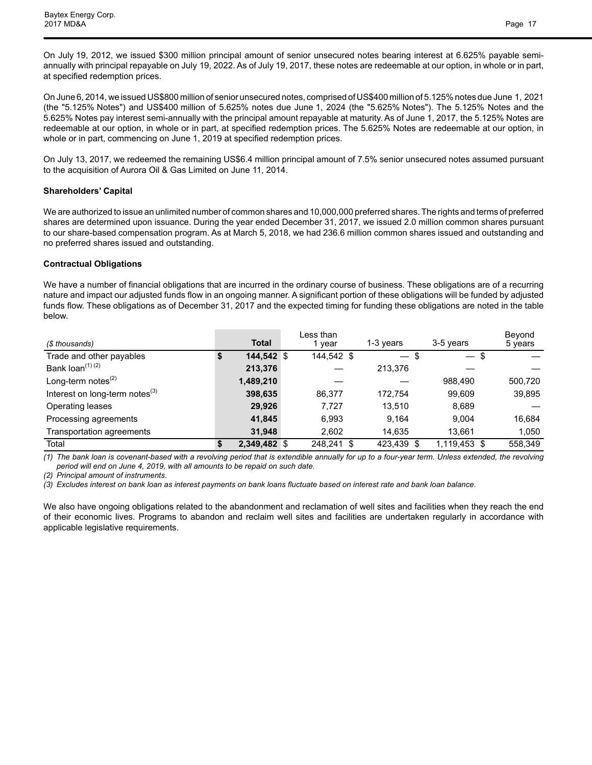On July 19, 2012, we issued $300 million principal amount of senior unsecured notes bearing interest at 6.625% payable semi-annually with principal repayable on July 19, 2022. As of July 19, 2017, these notes are redeemable at our option, in whole or in part, at specified redemption prices.

On June 6, 2014, we issued US$800 million of senior unsecured notes, comprised of US$400 million of 5.125% notes due June 1, 2021 (the "5.125% Notes") and US$400 million of 5.625% notes due June 1, 2024 (the "5.625% Notes"). The 5.125% Notes and the 5.625% Notes pay interest semi-annually with the principal amount repayable at maturity. As of June 1, 2017, the 5.125% Notes are redeemable at our option, in whole or in part, at specified redemption prices. The 5.625% Notes are redeemable at our option, in whole or in part, commencing on June 1, 2019 at specified redemption prices.

On July 13, 2017, we redeemed the remaining US$6.4 million principal amount of 7.5% senior unsecured notes assumed pursuant to the acquisition of Aurora Oil & Gas Limited on June 11, 2014.

**Shareholders' Capital**

We are authorized to issue an unlimited number of common shares and 10,000,000 preferred shares. The rights and terms of preferred shares are determined upon issuance. During the year ended December 31, 2017, we issued 2.0 million common shares pursuant to our share-based compensation program. As at March 5, 2018, we had 236.6 million common shares issued and outstanding and no preferred shares issued and outstanding.

**Contractual Obligations**

We have a number of financial obligations that are incurred in the ordinary course of business. These obligations are of a recurring nature and impact our adjusted funds flow in an ongoing manner. A significant portion of these obligations will be funded by adjusted funds flow. These obligations as of December 31, 2017 and the expected timing for funding these obligations are noted in the table below.

| *($ thousands)* | **Total** | Less than 1 year | 1-3 years | 3-5 years | Beyond 5 years |
|---|---|---|---|---|---|
| Trade and other payables | **$ 144,542** | $ 144,542 | $ — | $ — | $ — |
| Bank loan(1) (2) | **213,376** | — | 213,376 | — | — |
| Long-term notes(2) | **1,489,210** | — | — | 988,490 | 500,720 |
| Interest on long-term notes(3) | **398,635** | 86,377 | 172,754 | 99,609 | 39,895 |
| Operating leases | **29,926** | 7,727 | 13,510 | 8,689 | — |
| Processing agreements | **41,845** | 6,993 | 9,164 | 9,004 | 16,684 |
| Transportation agreements | **31,948** | 2,602 | 14,635 | 13,661 | 1,050 |
| Total | **$ 2,349,482** | $ 248,241 | $ 423,439 | $ 1,119,453 | $ 558,349 |

*(1) The bank loan is covenant-based with a revolving period that is extendible annually for up to a four-year term. Unless extended, the revolving period will end on June 4, 2019, with all amounts to be repaid on such date.*

*(2) Principal amount of instruments.*

*(3) Excludes interest on bank loan as interest payments on bank loans fluctuate based on interest rate and bank loan balance.*

We also have ongoing obligations related to the abandonment and reclamation of well sites and facilities when they reach the end of their economic lives. Programs to abandon and reclaim well sites and facilities are undertaken regularly in accordance with applicable legislative requirements.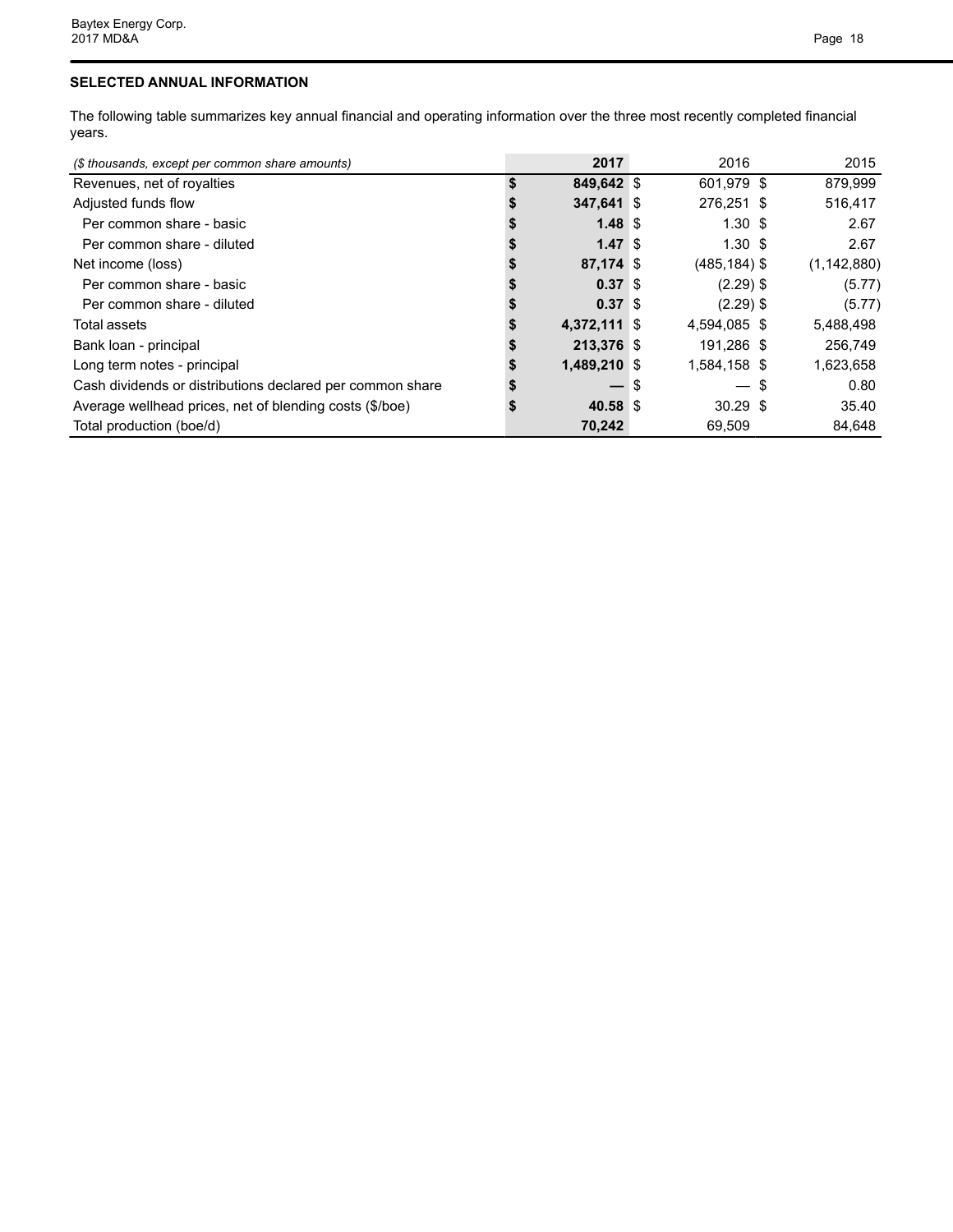## SELECTED ANNUAL INFORMATION

The following table summarizes key annual financial and operating information over the three most recently completed financial years.

| *($ thousands, except per common share amounts)* | 2017 | 2016 | 2015 |
|---|---|---|---|
| Revenues, net of royalties | $ **849,642** | $ 601,979 | $ 879,999 |
| Adjusted funds flow | $ **347,641** | $ 276,251 | $ 516,417 |
| Per common share - basic | $ **1.48** | $ 1.30 | $ 2.67 |
| Per common share - diluted | $ **1.47** | $ 1.30 | $ 2.67 |
| Net income (loss) | $ **87,174** | $ (485,184) | $ (1,142,880) |
| Per common share - basic | $ **0.37** | $ (2.29) | $ (5.77) |
| Per common share - diluted | $ **0.37** | $ (2.29) | $ (5.77) |
| Total assets | $ **4,372,111** | $ 4,594,085 | $ 5,488,498 |
| Bank loan - principal | $ **213,376** | $ 191,286 | $ 256,749 |
| Long term notes - principal | $ **1,489,210** | $ 1,584,158 | $ 1,623,658 |
| Cash dividends or distributions declared per common share | $ **—** | $ — | $ 0.80 |
| Average wellhead prices, net of blending costs ($/boe) | $ **40.58** | $ 30.29 | $ 35.40 |
| Total production (boe/d) | **70,242** | 69,509 | 84,648 |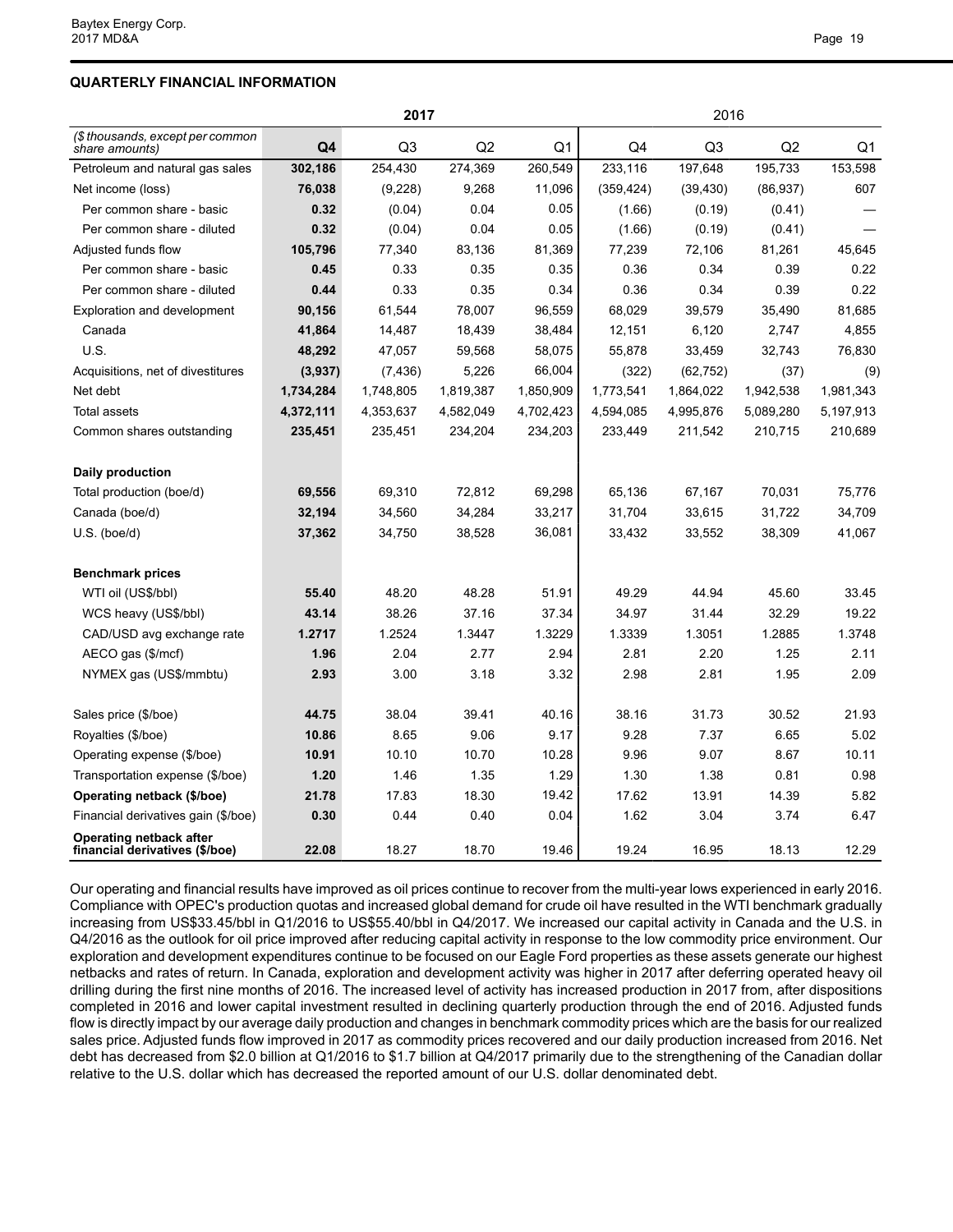## QUARTERLY FINANCIAL INFORMATION

| ($ thousands, except per common share amounts) | 2017 | | | | 2016 | | | |
|---|---|---|---|---|---|---|---|---|
| | **Q4** | Q3 | Q2 | Q1 | Q4 | Q3 | Q2 | Q1 |
| Petroleum and natural gas sales | **302,186** | 254,430 | 274,369 | 260,549 | 233,116 | 197,648 | 195,733 | 153,598 |
| Net income (loss) | **76,038** | (9,228) | 9,268 | 11,096 | (359,424) | (39,430) | (86,937) | 607 |
| Per common share - basic | **0.32** | (0.04) | 0.04 | 0.05 | (1.66) | (0.19) | (0.41) | — |
| Per common share - diluted | **0.32** | (0.04) | 0.04 | 0.05 | (1.66) | (0.19) | (0.41) | — |
| Adjusted funds flow | **105,796** | 77,340 | 83,136 | 81,369 | 77,239 | 72,106 | 81,261 | 45,645 |
| Per common share - basic | **0.45** | 0.33 | 0.35 | 0.35 | 0.36 | 0.34 | 0.39 | 0.22 |
| Per common share - diluted | **0.44** | 0.33 | 0.35 | 0.34 | 0.36 | 0.34 | 0.39 | 0.22 |
| Exploration and development | **90,156** | 61,544 | 78,007 | 96,559 | 68,029 | 39,579 | 35,490 | 81,685 |
| Canada | **41,864** | 14,487 | 18,439 | 38,484 | 12,151 | 6,120 | 2,747 | 4,855 |
| U.S. | **48,292** | 47,057 | 59,568 | 58,075 | 55,878 | 33,459 | 32,743 | 76,830 |
| Acquisitions, net of divestitures | **(3,937)** | (7,436) | 5,226 | 66,004 | (322) | (62,752) | (37) | (9) |
| Net debt | **1,734,284** | 1,748,805 | 1,819,387 | 1,850,909 | 1,773,541 | 1,864,022 | 1,942,538 | 1,981,343 |
| Total assets | **4,372,111** | 4,353,637 | 4,582,049 | 4,702,423 | 4,594,085 | 4,995,876 | 5,089,280 | 5,197,913 |
| Common shares outstanding | **235,451** | 235,451 | 234,204 | 234,203 | 233,449 | 211,542 | 210,715 | 210,689 |
| **Daily production** | | | | | | | | |
| Total production (boe/d) | **69,556** | 69,310 | 72,812 | 69,298 | 65,136 | 67,167 | 70,031 | 75,776 |
| Canada (boe/d) | **32,194** | 34,560 | 34,284 | 33,217 | 31,704 | 33,615 | 31,722 | 34,709 |
| U.S. (boe/d) | **37,362** | 34,750 | 38,528 | 36,081 | 33,432 | 33,552 | 38,309 | 41,067 |
| **Benchmark prices** | | | | | | | | |
| WTI oil (US$/bbl) | **55.40** | 48.20 | 48.28 | 51.91 | 49.29 | 44.94 | 45.60 | 33.45 |
| WCS heavy (US$/bbl) | **43.14** | 38.26 | 37.16 | 37.34 | 34.97 | 31.44 | 32.29 | 19.22 |
| CAD/USD avg exchange rate | **1.2717** | 1.2524 | 1.3447 | 1.3229 | 1.3339 | 1.3051 | 1.2885 | 1.3748 |
| AECO gas ($/mcf) | **1.96** | 2.04 | 2.77 | 2.94 | 2.81 | 2.20 | 1.25 | 2.11 |
| NYMEX gas (US$/mmbtu) | **2.93** | 3.00 | 3.18 | 3.32 | 2.98 | 2.81 | 1.95 | 2.09 |
| Sales price ($/boe) | **44.75** | 38.04 | 39.41 | 40.16 | 38.16 | 31.73 | 30.52 | 21.93 |
| Royalties ($/boe) | **10.86** | 8.65 | 9.06 | 9.17 | 9.28 | 7.37 | 6.65 | 5.02 |
| Operating expense ($/boe) | **10.91** | 10.10 | 10.70 | 10.28 | 9.96 | 9.07 | 8.67 | 10.11 |
| Transportation expense ($/boe) | **1.20** | 1.46 | 1.35 | 1.29 | 1.30 | 1.38 | 0.81 | 0.98 |
| **Operating netback ($/boe)** | **21.78** | 17.83 | 18.30 | 19.42 | 17.62 | 13.91 | 14.39 | 5.82 |
| Financial derivatives gain ($/boe) | **0.30** | 0.44 | 0.40 | 0.04 | 1.62 | 3.04 | 3.74 | 6.47 |
| **Operating netback after financial derivatives ($/boe)** | **22.08** | 18.27 | 18.70 | 19.46 | 19.24 | 16.95 | 18.13 | 12.29 |

Our operating and financial results have improved as oil prices continue to recover from the multi-year lows experienced in early 2016. Compliance with OPEC's production quotas and increased global demand for crude oil have resulted in the WTI benchmark gradually increasing from US$33.45/bbl in Q1/2016 to US$55.40/bbl in Q4/2017. We increased our capital activity in Canada and the U.S. in Q4/2016 as the outlook for oil price improved after reducing capital activity in response to the low commodity price environment. Our exploration and development expenditures continue to be focused on our Eagle Ford properties as these assets generate our highest netbacks and rates of return. In Canada, exploration and development activity was higher in 2017 after deferring operated heavy oil drilling during the first nine months of 2016. The increased level of activity has increased production in 2017 from, after dispositions completed in 2016 and lower capital investment resulted in declining quarterly production through the end of 2016. Adjusted funds flow is directly impact by our average daily production and changes in benchmark commodity prices which are the basis for our realized sales price. Adjusted funds flow improved in 2017 as commodity prices recovered and our daily production increased from 2016. Net debt has decreased from $2.0 billion at Q1/2016 to $1.7 billion at Q4/2017 primarily due to the strengthening of the Canadian dollar relative to the U.S. dollar which has decreased the reported amount of our U.S. dollar denominated debt.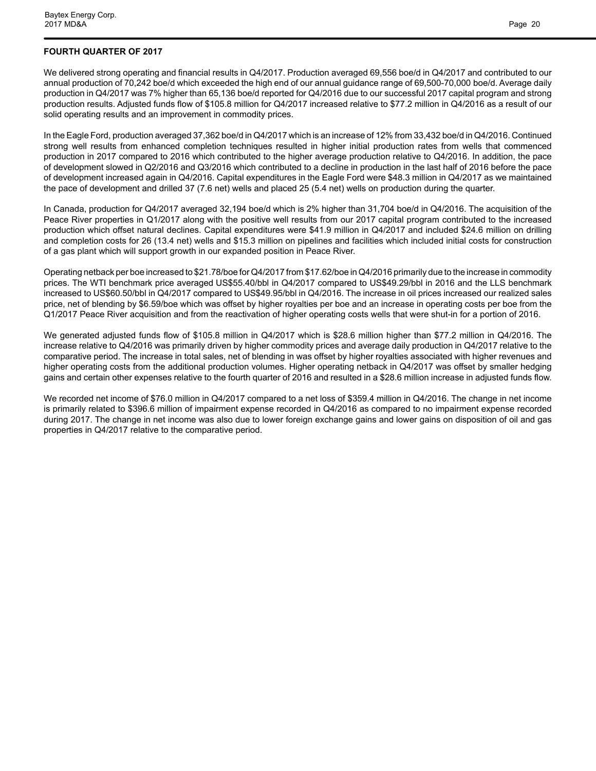## FOURTH QUARTER OF 2017

We delivered strong operating and financial results in Q4/2017. Production averaged 69,556 boe/d in Q4/2017 and contributed to our annual production of 70,242 boe/d which exceeded the high end of our annual guidance range of 69,500-70,000 boe/d. Average daily production in Q4/2017 was 7% higher than 65,136 boe/d reported for Q4/2016 due to our successful 2017 capital program and strong production results. Adjusted funds flow of $105.8 million for Q4/2017 increased relative to $77.2 million in Q4/2016 as a result of our solid operating results and an improvement in commodity prices.

In the Eagle Ford, production averaged 37,362 boe/d in Q4/2017 which is an increase of 12% from 33,432 boe/d in Q4/2016. Continued strong well results from enhanced completion techniques resulted in higher initial production rates from wells that commenced production in 2017 compared to 2016 which contributed to the higher average production relative to Q4/2016. In addition, the pace of development slowed in Q2/2016 and Q3/2016 which contributed to a decline in production in the last half of 2016 before the pace of development increased again in Q4/2016. Capital expenditures in the Eagle Ford were $48.3 million in Q4/2017 as we maintained the pace of development and drilled 37 (7.6 net) wells and placed 25 (5.4 net) wells on production during the quarter.

In Canada, production for Q4/2017 averaged 32,194 boe/d which is 2% higher than 31,704 boe/d in Q4/2016. The acquisition of the Peace River properties in Q1/2017 along with the positive well results from our 2017 capital program contributed to the increased production which offset natural declines. Capital expenditures were $41.9 million in Q4/2017 and included $24.6 million on drilling and completion costs for 26 (13.4 net) wells and $15.3 million on pipelines and facilities which included initial costs for construction of a gas plant which will support growth in our expanded position in Peace River.

Operating netback per boe increased to $21.78/boe for Q4/2017 from $17.62/boe in Q4/2016 primarily due to the increase in commodity prices. The WTI benchmark price averaged US$55.40/bbl in Q4/2017 compared to US$49.29/bbl in 2016 and the LLS benchmark increased to US$60.50/bbl in Q4/2017 compared to US$49.95/bbl in Q4/2016. The increase in oil prices increased our realized sales price, net of blending by $6.59/boe which was offset by higher royalties per boe and an increase in operating costs per boe from the Q1/2017 Peace River acquisition and from the reactivation of higher operating costs wells that were shut-in for a portion of 2016.

We generated adjusted funds flow of $105.8 million in Q4/2017 which is $28.6 million higher than $77.2 million in Q4/2016. The increase relative to Q4/2016 was primarily driven by higher commodity prices and average daily production in Q4/2017 relative to the comparative period. The increase in total sales, net of blending in was offset by higher royalties associated with higher revenues and higher operating costs from the additional production volumes. Higher operating netback in Q4/2017 was offset by smaller hedging gains and certain other expenses relative to the fourth quarter of 2016 and resulted in a $28.6 million increase in adjusted funds flow.

We recorded net income of $76.0 million in Q4/2017 compared to a net loss of $359.4 million in Q4/2016. The change in net income is primarily related to $396.6 million of impairment expense recorded in Q4/2016 as compared to no impairment expense recorded during 2017. The change in net income was also due to lower foreign exchange gains and lower gains on disposition of oil and gas properties in Q4/2017 relative to the comparative period.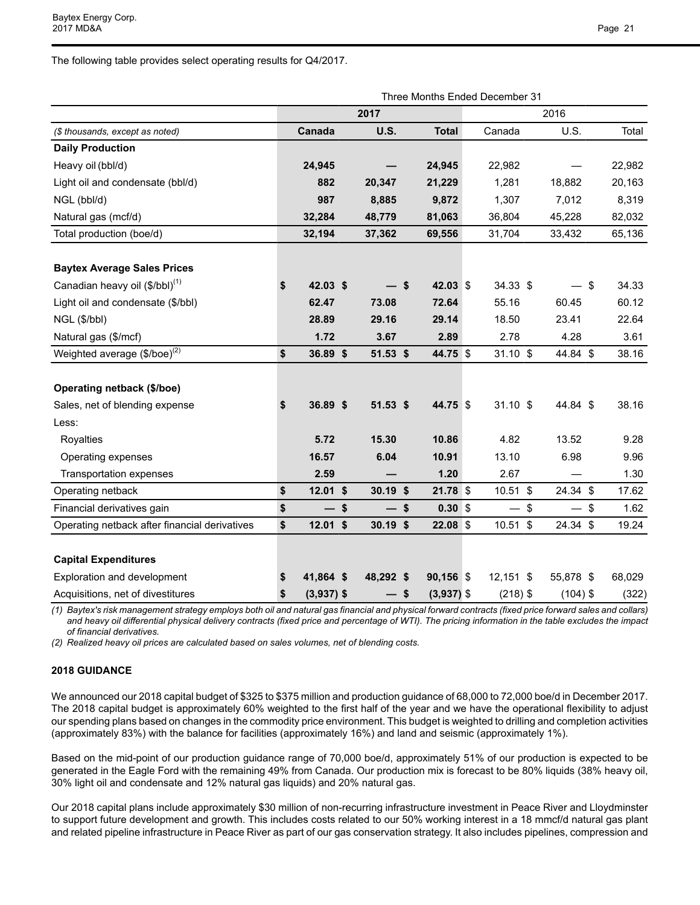The following table provides select operating results for Q4/2017.

| | Three Months Ended December 31 | | | | | |
|---|---|---|---|---|---|---|
| | 2017 | | | 2016 | | |
| *($ thousands, except as noted)* | **Canada** | **U.S.** | **Total** | Canada | U.S. | Total |
| **Daily Production** | | | | | | |
| Heavy oil (bbl/d) | **24,945** | **—** | **24,945** | 22,982 | — | 22,982 |
| Light oil and condensate (bbl/d) | **882** | **20,347** | **21,229** | 1,281 | 18,882 | 20,163 |
| NGL (bbl/d) | **987** | **8,885** | **9,872** | 1,307 | 7,012 | 8,319 |
| Natural gas (mcf/d) | **32,284** | **48,779** | **81,063** | 36,804 | 45,228 | 82,032 |
| Total production (boe/d) | **32,194** | **37,362** | **69,556** | 31,704 | 33,432 | 65,136 |
| | | | | | | |
| **Baytex Average Sales Prices** | | | | | | |
| Canadian heavy oil ($/bbl)(1) | **$ 42.03** | **$ —** | **$ 42.03** | $ 34.33 | $ — | $ 34.33 |
| Light oil and condensate ($/bbl) | **62.47** | **73.08** | **72.64** | 55.16 | 60.45 | 60.12 |
| NGL ($/bbl) | **28.89** | **29.16** | **29.14** | 18.50 | 23.41 | 22.64 |
| Natural gas ($/mcf) | **1.72** | **3.67** | **2.89** | 2.78 | 4.28 | 3.61 |
| Weighted average ($/boe)(2) | **$ 36.89** | **$ 51.53** | **$ 44.75** | $ 31.10 | $ 44.84 | $ 38.16 |
| | | | | | | |
| **Operating netback ($/boe)** | | | | | | |
| Sales, net of blending expense | **$ 36.89** | **$ 51.53** | **$ 44.75** | $ 31.10 | $ 44.84 | $ 38.16 |
| Less: | | | | | | |
| Royalties | **5.72** | **15.30** | **10.86** | 4.82 | 13.52 | 9.28 |
| Operating expenses | **16.57** | **6.04** | **10.91** | 13.10 | 6.98 | 9.96 |
| Transportation expenses | **2.59** | **—** | **1.20** | 2.67 | — | 1.30 |
| Operating netback | **$ 12.01** | **$ 30.19** | **$ 21.78** | $ 10.51 | $ 24.34 | $ 17.62 |
| Financial derivatives gain | **$ —** | **$ —** | **$ 0.30** | $ — | $ — | $ 1.62 |
| Operating netback after financial derivatives | **$ 12.01** | **$ 30.19** | **$ 22.08** | $ 10.51 | $ 24.34 | $ 19.24 |
| | | | | | | |
| **Capital Expenditures** | | | | | | |
| Exploration and development | **$ 41,864** | **$ 48,292** | **$ 90,156** | $ 12,151 | $ 55,878 | $ 68,029 |
| Acquisitions, net of divestitures | **$ (3,937)** | **$ —** | **$ (3,937)** | $ (218) | $ (104) | $ (322) |

*(1) Baytex's risk management strategy employs both oil and natural gas financial and physical forward contracts (fixed price forward sales and collars) and heavy oil differential physical delivery contracts (fixed price and percentage of WTI). The pricing information in the table excludes the impact of financial derivatives.*

*(2) Realized heavy oil prices are calculated based on sales volumes, net of blending costs.*

**2018 GUIDANCE**

We announced our 2018 capital budget of $325 to $375 million and production guidance of 68,000 to 72,000 boe/d in December 2017. The 2018 capital budget is approximately 60% weighted to the first half of the year and we have the operational flexibility to adjust our spending plans based on changes in the commodity price environment. This budget is weighted to drilling and completion activities (approximately 83%) with the balance for facilities (approximately 16%) and land and seismic (approximately 1%).

Based on the mid-point of our production guidance range of 70,000 boe/d, approximately 51% of our production is expected to be generated in the Eagle Ford with the remaining 49% from Canada. Our production mix is forecast to be 80% liquids (38% heavy oil, 30% light oil and condensate and 12% natural gas liquids) and 20% natural gas.

Our 2018 capital plans include approximately $30 million of non-recurring infrastructure investment in Peace River and Lloydminster to support future development and growth. This includes costs related to our 50% working interest in a 18 mmcf/d natural gas plant and related pipeline infrastructure in Peace River as part of our gas conservation strategy. It also includes pipelines, compression and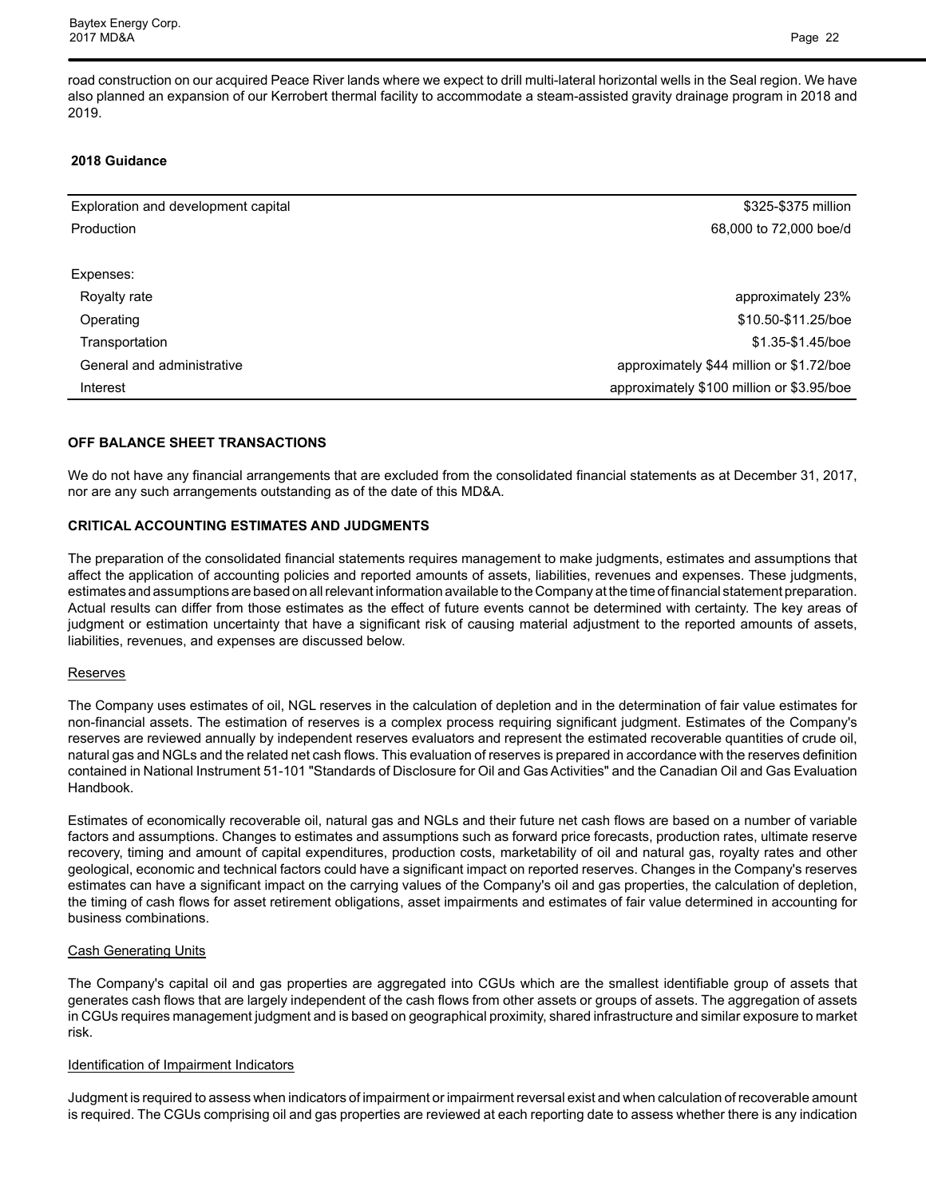road construction on our acquired Peace River lands where we expect to drill multi-lateral horizontal wells in the Seal region. We have also planned an expansion of our Kerrobert thermal facility to accommodate a steam-assisted gravity drainage program in 2018 and 2019.

**2018 Guidance**

| | |
|---|---|
| Exploration and development capital | \$325-\$375 million |
| Production | 68,000 to 72,000 boe/d |
| | |
| Expenses: | |
| Royalty rate | approximately 23% |
| Operating | \$10.50-\$11.25/boe |
| Transportation | \$1.35-\$1.45/boe |
| General and administrative | approximately \$44 million or \$1.72/boe |
| Interest | approximately \$100 million or \$3.95/boe |

## OFF BALANCE SHEET TRANSACTIONS

We do not have any financial arrangements that are excluded from the consolidated financial statements as at December 31, 2017, nor are any such arrangements outstanding as of the date of this MD&A.

## CRITICAL ACCOUNTING ESTIMATES AND JUDGMENTS

The preparation of the consolidated financial statements requires management to make judgments, estimates and assumptions that affect the application of accounting policies and reported amounts of assets, liabilities, revenues and expenses. These judgments, estimates and assumptions are based on all relevant information available to the Company at the time of financial statement preparation. Actual results can differ from those estimates as the effect of future events cannot be determined with certainty. The key areas of judgment or estimation uncertainty that have a significant risk of causing material adjustment to the reported amounts of assets, liabilities, revenues, and expenses are discussed below.

Reserves

The Company uses estimates of oil, NGL reserves in the calculation of depletion and in the determination of fair value estimates for non-financial assets. The estimation of reserves is a complex process requiring significant judgment. Estimates of the Company's reserves are reviewed annually by independent reserves evaluators and represent the estimated recoverable quantities of crude oil, natural gas and NGLs and the related net cash flows. This evaluation of reserves is prepared in accordance with the reserves definition contained in National Instrument 51-101 "Standards of Disclosure for Oil and Gas Activities" and the Canadian Oil and Gas Evaluation Handbook.

Estimates of economically recoverable oil, natural gas and NGLs and their future net cash flows are based on a number of variable factors and assumptions. Changes to estimates and assumptions such as forward price forecasts, production rates, ultimate reserve recovery, timing and amount of capital expenditures, production costs, marketability of oil and natural gas, royalty rates and other geological, economic and technical factors could have a significant impact on reported reserves. Changes in the Company's reserves estimates can have a significant impact on the carrying values of the Company's oil and gas properties, the calculation of depletion, the timing of cash flows for asset retirement obligations, asset impairments and estimates of fair value determined in accounting for business combinations.

Cash Generating Units

The Company's capital oil and gas properties are aggregated into CGUs which are the smallest identifiable group of assets that generates cash flows that are largely independent of the cash flows from other assets or groups of assets. The aggregation of assets in CGUs requires management judgment and is based on geographical proximity, shared infrastructure and similar exposure to market risk.

Identification of Impairment Indicators

Judgment is required to assess when indicators of impairment or impairment reversal exist and when calculation of recoverable amount is required. The CGUs comprising oil and gas properties are reviewed at each reporting date to assess whether there is any indication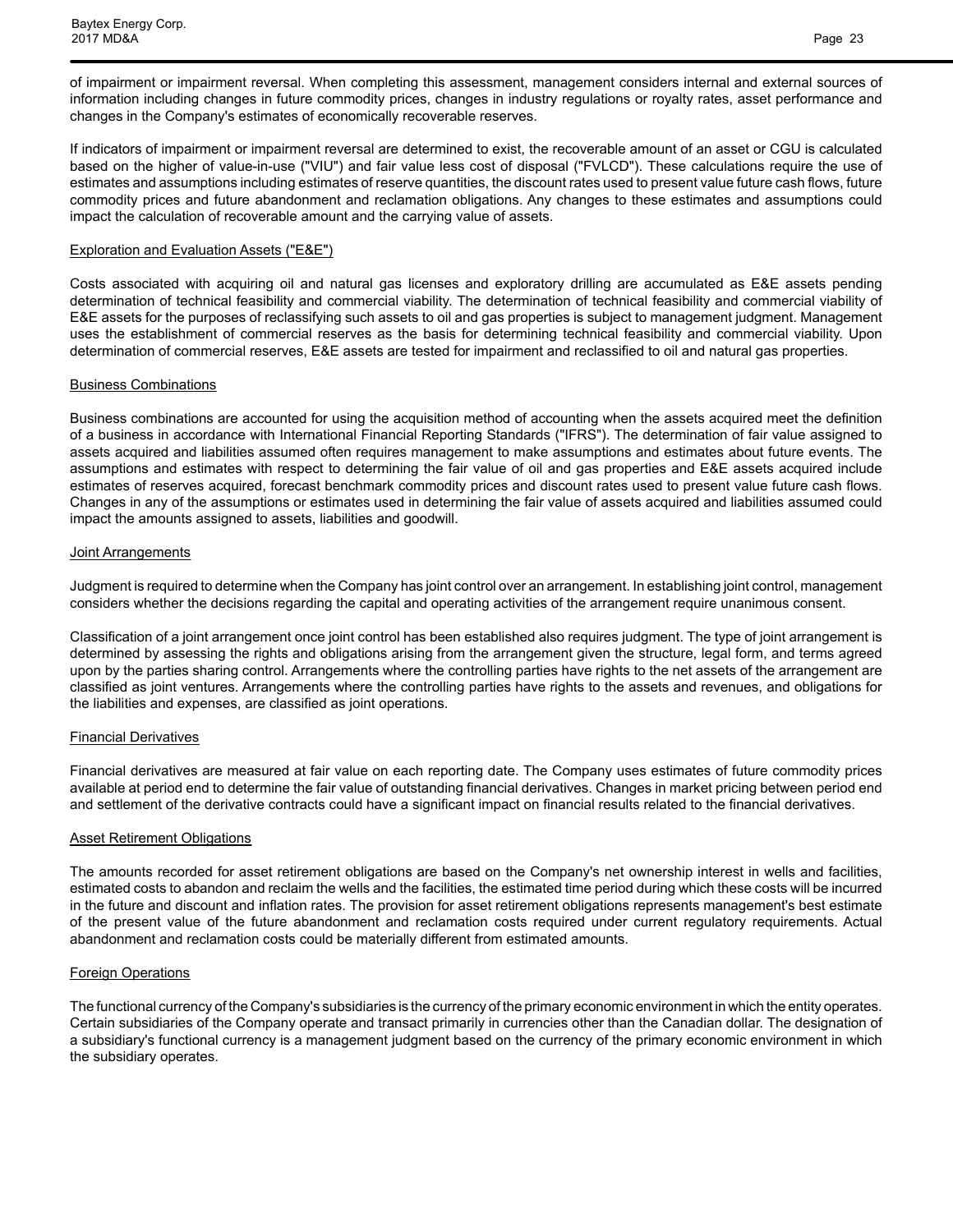of impairment or impairment reversal. When completing this assessment, management considers internal and external sources of information including changes in future commodity prices, changes in industry regulations or royalty rates, asset performance and changes in the Company's estimates of economically recoverable reserves.

If indicators of impairment or impairment reversal are determined to exist, the recoverable amount of an asset or CGU is calculated based on the higher of value-in-use ("VIU") and fair value less cost of disposal ("FVLCD"). These calculations require the use of estimates and assumptions including estimates of reserve quantities, the discount rates used to present value future cash flows, future commodity prices and future abandonment and reclamation obligations. Any changes to these estimates and assumptions could impact the calculation of recoverable amount and the carrying value of assets.

### Exploration and Evaluation Assets ("E&E")

Costs associated with acquiring oil and natural gas licenses and exploratory drilling are accumulated as E&E assets pending determination of technical feasibility and commercial viability. The determination of technical feasibility and commercial viability of E&E assets for the purposes of reclassifying such assets to oil and gas properties is subject to management judgment. Management uses the establishment of commercial reserves as the basis for determining technical feasibility and commercial viability. Upon determination of commercial reserves, E&E assets are tested for impairment and reclassified to oil and natural gas properties.

### Business Combinations

Business combinations are accounted for using the acquisition method of accounting when the assets acquired meet the definition of a business in accordance with International Financial Reporting Standards ("IFRS"). The determination of fair value assigned to assets acquired and liabilities assumed often requires management to make assumptions and estimates about future events. The assumptions and estimates with respect to determining the fair value of oil and gas properties and E&E assets acquired include estimates of reserves acquired, forecast benchmark commodity prices and discount rates used to present value future cash flows. Changes in any of the assumptions or estimates used in determining the fair value of assets acquired and liabilities assumed could impact the amounts assigned to assets, liabilities and goodwill.

### Joint Arrangements

Judgment is required to determine when the Company has joint control over an arrangement. In establishing joint control, management considers whether the decisions regarding the capital and operating activities of the arrangement require unanimous consent.

Classification of a joint arrangement once joint control has been established also requires judgment. The type of joint arrangement is determined by assessing the rights and obligations arising from the arrangement given the structure, legal form, and terms agreed upon by the parties sharing control. Arrangements where the controlling parties have rights to the net assets of the arrangement are classified as joint ventures. Arrangements where the controlling parties have rights to the assets and revenues, and obligations for the liabilities and expenses, are classified as joint operations.

### Financial Derivatives

Financial derivatives are measured at fair value on each reporting date. The Company uses estimates of future commodity prices available at period end to determine the fair value of outstanding financial derivatives. Changes in market pricing between period end and settlement of the derivative contracts could have a significant impact on financial results related to the financial derivatives.

### Asset Retirement Obligations

The amounts recorded for asset retirement obligations are based on the Company's net ownership interest in wells and facilities, estimated costs to abandon and reclaim the wells and the facilities, the estimated time period during which these costs will be incurred in the future and discount and inflation rates. The provision for asset retirement obligations represents management's best estimate of the present value of the future abandonment and reclamation costs required under current regulatory requirements. Actual abandonment and reclamation costs could be materially different from estimated amounts.

### Foreign Operations

The functional currency of the Company's subsidiaries is the currency of the primary economic environment in which the entity operates. Certain subsidiaries of the Company operate and transact primarily in currencies other than the Canadian dollar. The designation of a subsidiary's functional currency is a management judgment based on the currency of the primary economic environment in which the subsidiary operates.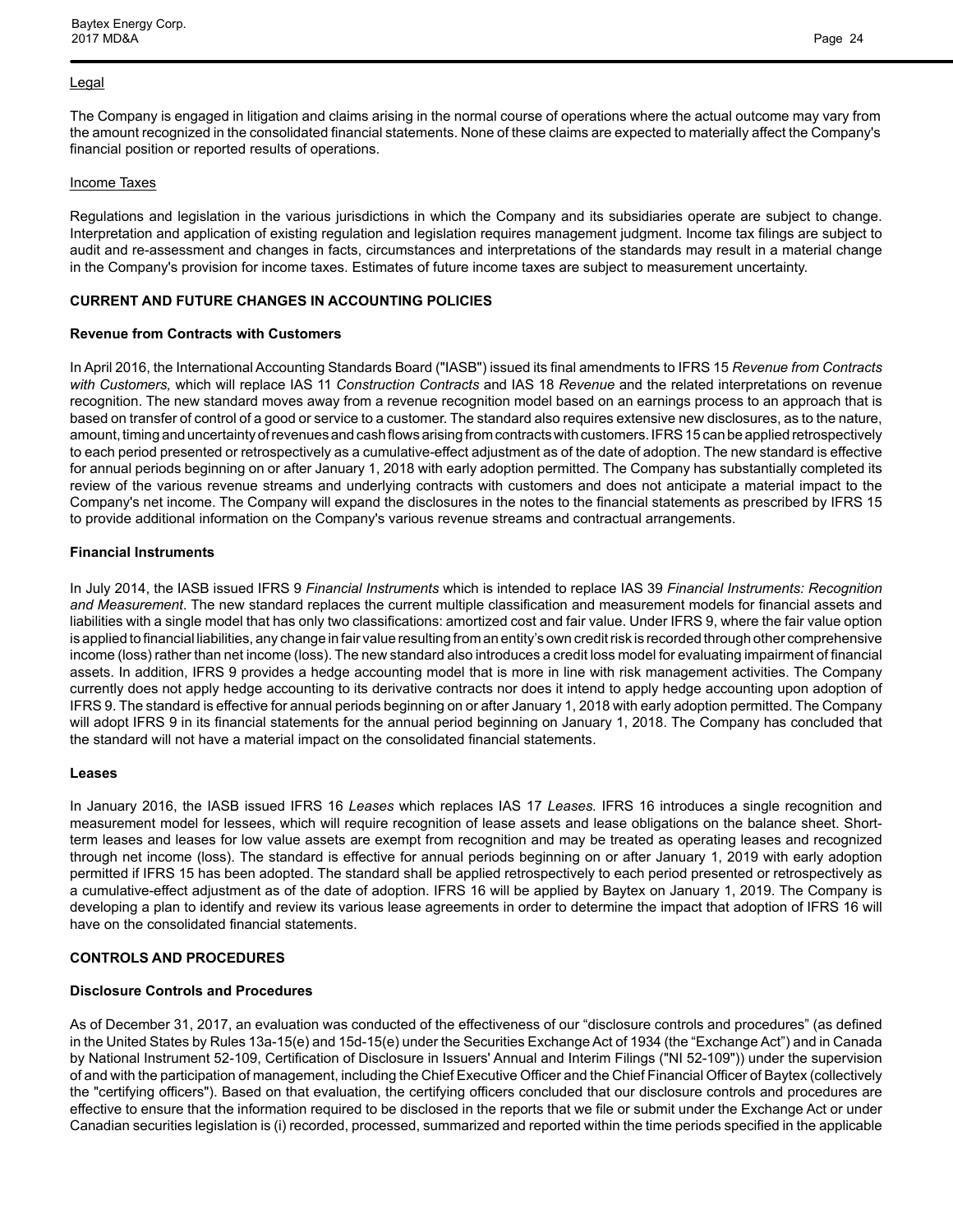Legal

The Company is engaged in litigation and claims arising in the normal course of operations where the actual outcome may vary from the amount recognized in the consolidated financial statements. None of these claims are expected to materially affect the Company's financial position or reported results of operations.

Income Taxes

Regulations and legislation in the various jurisdictions in which the Company and its subsidiaries operate are subject to change. Interpretation and application of existing regulation and legislation requires management judgment. Income tax filings are subject to audit and re-assessment and changes in facts, circumstances and interpretations of the standards may result in a material change in the Company's provision for income taxes. Estimates of future income taxes are subject to measurement uncertainty.

## CURRENT AND FUTURE CHANGES IN ACCOUNTING POLICIES

### Revenue from Contracts with Customers

In April 2016, the International Accounting Standards Board ("IASB") issued its final amendments to IFRS 15 *Revenue from Contracts with Customers,* which will replace IAS 11 *Construction Contracts* and IAS 18 *Revenue* and the related interpretations on revenue recognition. The new standard moves away from a revenue recognition model based on an earnings process to an approach that is based on transfer of control of a good or service to a customer. The standard also requires extensive new disclosures, as to the nature, amount, timing and uncertainty of revenues and cash flows arising from contracts with customers. IFRS 15 can be applied retrospectively to each period presented or retrospectively as a cumulative-effect adjustment as of the date of adoption. The new standard is effective for annual periods beginning on or after January 1, 2018 with early adoption permitted. The Company has substantially completed its review of the various revenue streams and underlying contracts with customers and does not anticipate a material impact to the Company's net income. The Company will expand the disclosures in the notes to the financial statements as prescribed by IFRS 15 to provide additional information on the Company's various revenue streams and contractual arrangements.

### Financial Instruments

In July 2014, the IASB issued IFRS 9 *Financial Instruments* which is intended to replace IAS 39 *Financial Instruments: Recognition and Measurement*. The new standard replaces the current multiple classification and measurement models for financial assets and liabilities with a single model that has only two classifications: amortized cost and fair value. Under IFRS 9, where the fair value option is applied to financial liabilities, any change in fair value resulting from an entity's own credit risk is recorded through other comprehensive income (loss) rather than net income (loss). The new standard also introduces a credit loss model for evaluating impairment of financial assets. In addition, IFRS 9 provides a hedge accounting model that is more in line with risk management activities. The Company currently does not apply hedge accounting to its derivative contracts nor does it intend to apply hedge accounting upon adoption of IFRS 9. The standard is effective for annual periods beginning on or after January 1, 2018 with early adoption permitted. The Company will adopt IFRS 9 in its financial statements for the annual period beginning on January 1, 2018. The Company has concluded that the standard will not have a material impact on the consolidated financial statements.

### Leases

In January 2016, the IASB issued IFRS 16 *Leases* which replaces IAS 17 *Leases.* IFRS 16 introduces a single recognition and measurement model for lessees, which will require recognition of lease assets and lease obligations on the balance sheet. Short-term leases and leases for low value assets are exempt from recognition and may be treated as operating leases and recognized through net income (loss). The standard is effective for annual periods beginning on or after January 1, 2019 with early adoption permitted if IFRS 15 has been adopted. The standard shall be applied retrospectively to each period presented or retrospectively as a cumulative-effect adjustment as of the date of adoption. IFRS 16 will be applied by Baytex on January 1, 2019. The Company is developing a plan to identify and review its various lease agreements in order to determine the impact that adoption of IFRS 16 will have on the consolidated financial statements.

## CONTROLS AND PROCEDURES

### Disclosure Controls and Procedures

As of December 31, 2017, an evaluation was conducted of the effectiveness of our "disclosure controls and procedures" (as defined in the United States by Rules 13a-15(e) and 15d-15(e) under the Securities Exchange Act of 1934 (the "Exchange Act") and in Canada by National Instrument 52-109, Certification of Disclosure in Issuers' Annual and Interim Filings ("NI 52-109")) under the supervision of and with the participation of management, including the Chief Executive Officer and the Chief Financial Officer of Baytex (collectively the "certifying officers"). Based on that evaluation, the certifying officers concluded that our disclosure controls and procedures are effective to ensure that the information required to be disclosed in the reports that we file or submit under the Exchange Act or under Canadian securities legislation is (i) recorded, processed, summarized and reported within the time periods specified in the applicable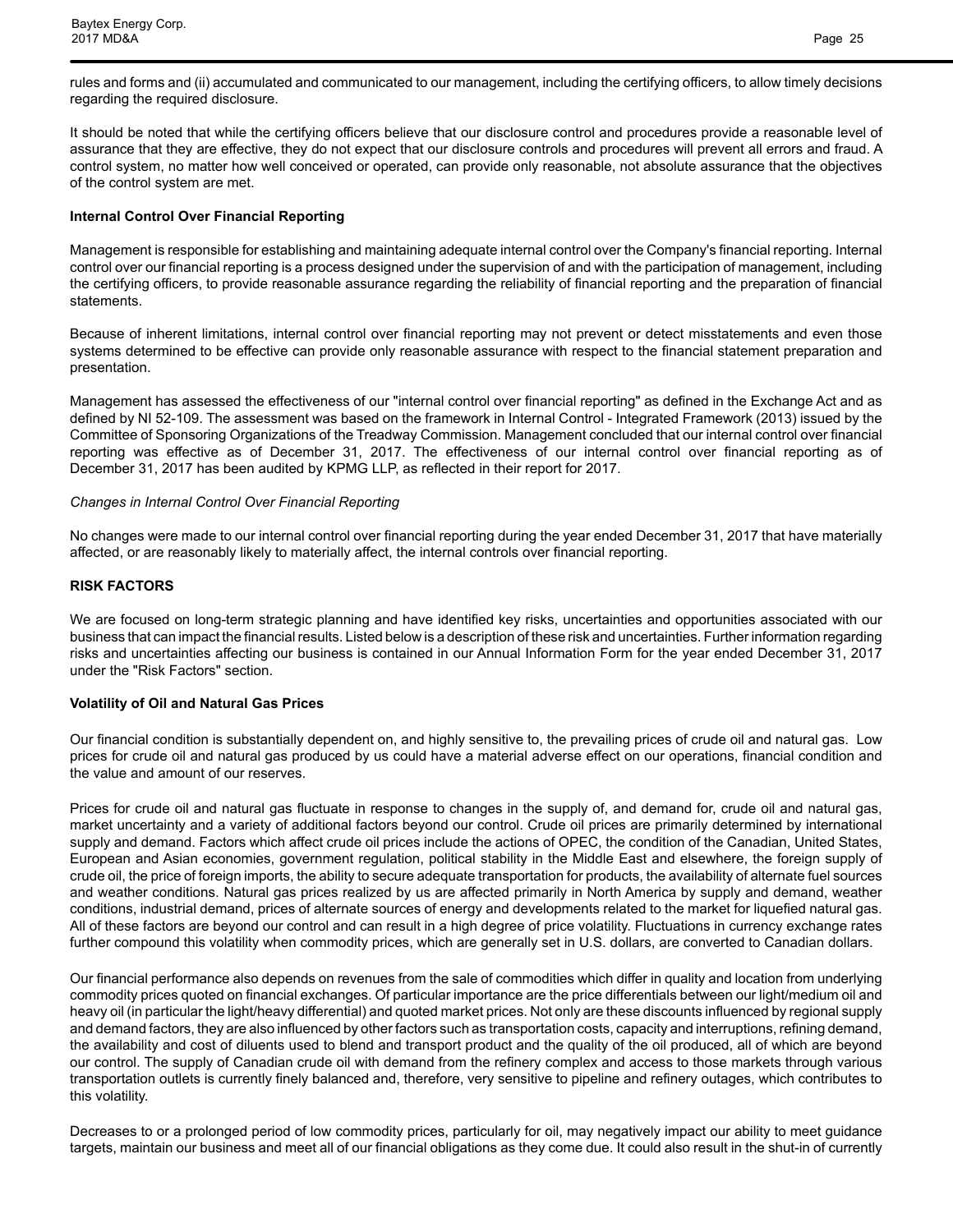rules and forms and (ii) accumulated and communicated to our management, including the certifying officers, to allow timely decisions regarding the required disclosure.

It should be noted that while the certifying officers believe that our disclosure control and procedures provide a reasonable level of assurance that they are effective, they do not expect that our disclosure controls and procedures will prevent all errors and fraud. A control system, no matter how well conceived or operated, can provide only reasonable, not absolute assurance that the objectives of the control system are met.

### Internal Control Over Financial Reporting

Management is responsible for establishing and maintaining adequate internal control over the Company's financial reporting. Internal control over our financial reporting is a process designed under the supervision of and with the participation of management, including the certifying officers, to provide reasonable assurance regarding the reliability of financial reporting and the preparation of financial statements.

Because of inherent limitations, internal control over financial reporting may not prevent or detect misstatements and even those systems determined to be effective can provide only reasonable assurance with respect to the financial statement preparation and presentation.

Management has assessed the effectiveness of our "internal control over financial reporting" as defined in the Exchange Act and as defined by NI 52-109. The assessment was based on the framework in Internal Control - Integrated Framework (2013) issued by the Committee of Sponsoring Organizations of the Treadway Commission. Management concluded that our internal control over financial reporting was effective as of December 31, 2017. The effectiveness of our internal control over financial reporting as of December 31, 2017 has been audited by KPMG LLP, as reflected in their report for 2017.

*Changes in Internal Control Over Financial Reporting*

No changes were made to our internal control over financial reporting during the year ended December 31, 2017 that have materially affected, or are reasonably likely to materially affect, the internal controls over financial reporting.

## RISK FACTORS

We are focused on long-term strategic planning and have identified key risks, uncertainties and opportunities associated with our business that can impact the financial results. Listed below is a description of these risk and uncertainties. Further information regarding risks and uncertainties affecting our business is contained in our Annual Information Form for the year ended December 31, 2017 under the "Risk Factors" section.

### Volatility of Oil and Natural Gas Prices

Our financial condition is substantially dependent on, and highly sensitive to, the prevailing prices of crude oil and natural gas. Low prices for crude oil and natural gas produced by us could have a material adverse effect on our operations, financial condition and the value and amount of our reserves.

Prices for crude oil and natural gas fluctuate in response to changes in the supply of, and demand for, crude oil and natural gas, market uncertainty and a variety of additional factors beyond our control. Crude oil prices are primarily determined by international supply and demand. Factors which affect crude oil prices include the actions of OPEC, the condition of the Canadian, United States, European and Asian economies, government regulation, political stability in the Middle East and elsewhere, the foreign supply of crude oil, the price of foreign imports, the ability to secure adequate transportation for products, the availability of alternate fuel sources and weather conditions. Natural gas prices realized by us are affected primarily in North America by supply and demand, weather conditions, industrial demand, prices of alternate sources of energy and developments related to the market for liquefied natural gas. All of these factors are beyond our control and can result in a high degree of price volatility. Fluctuations in currency exchange rates further compound this volatility when commodity prices, which are generally set in U.S. dollars, are converted to Canadian dollars.

Our financial performance also depends on revenues from the sale of commodities which differ in quality and location from underlying commodity prices quoted on financial exchanges. Of particular importance are the price differentials between our light/medium oil and heavy oil (in particular the light/heavy differential) and quoted market prices. Not only are these discounts influenced by regional supply and demand factors, they are also influenced by other factors such as transportation costs, capacity and interruptions, refining demand, the availability and cost of diluents used to blend and transport product and the quality of the oil produced, all of which are beyond our control. The supply of Canadian crude oil with demand from the refinery complex and access to those markets through various transportation outlets is currently finely balanced and, therefore, very sensitive to pipeline and refinery outages, which contributes to this volatility.

Decreases to or a prolonged period of low commodity prices, particularly for oil, may negatively impact our ability to meet guidance targets, maintain our business and meet all of our financial obligations as they come due. It could also result in the shut-in of currently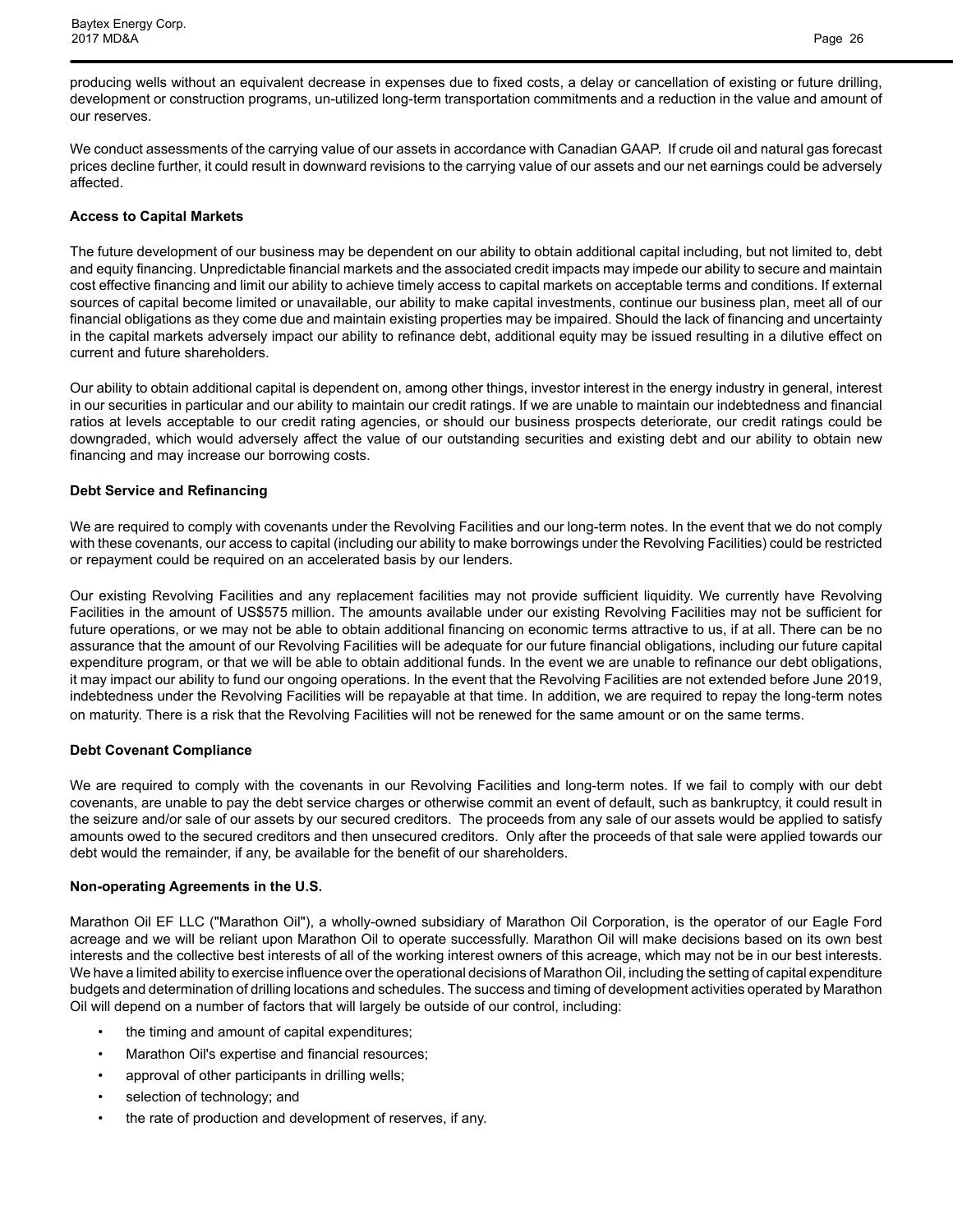producing wells without an equivalent decrease in expenses due to fixed costs, a delay or cancellation of existing or future drilling, development or construction programs, un-utilized long-term transportation commitments and a reduction in the value and amount of our reserves.

We conduct assessments of the carrying value of our assets in accordance with Canadian GAAP. If crude oil and natural gas forecast prices decline further, it could result in downward revisions to the carrying value of our assets and our net earnings could be adversely affected.

**Access to Capital Markets**

The future development of our business may be dependent on our ability to obtain additional capital including, but not limited to, debt and equity financing. Unpredictable financial markets and the associated credit impacts may impede our ability to secure and maintain cost effective financing and limit our ability to achieve timely access to capital markets on acceptable terms and conditions. If external sources of capital become limited or unavailable, our ability to make capital investments, continue our business plan, meet all of our financial obligations as they come due and maintain existing properties may be impaired. Should the lack of financing and uncertainty in the capital markets adversely impact our ability to refinance debt, additional equity may be issued resulting in a dilutive effect on current and future shareholders.

Our ability to obtain additional capital is dependent on, among other things, investor interest in the energy industry in general, interest in our securities in particular and our ability to maintain our credit ratings. If we are unable to maintain our indebtedness and financial ratios at levels acceptable to our credit rating agencies, or should our business prospects deteriorate, our credit ratings could be downgraded, which would adversely affect the value of our outstanding securities and existing debt and our ability to obtain new financing and may increase our borrowing costs.

**Debt Service and Refinancing**

We are required to comply with covenants under the Revolving Facilities and our long-term notes. In the event that we do not comply with these covenants, our access to capital (including our ability to make borrowings under the Revolving Facilities) could be restricted or repayment could be required on an accelerated basis by our lenders.

Our existing Revolving Facilities and any replacement facilities may not provide sufficient liquidity. We currently have Revolving Facilities in the amount of US$575 million. The amounts available under our existing Revolving Facilities may not be sufficient for future operations, or we may not be able to obtain additional financing on economic terms attractive to us, if at all. There can be no assurance that the amount of our Revolving Facilities will be adequate for our future financial obligations, including our future capital expenditure program, or that we will be able to obtain additional funds. In the event we are unable to refinance our debt obligations, it may impact our ability to fund our ongoing operations. In the event that the Revolving Facilities are not extended before June 2019, indebtedness under the Revolving Facilities will be repayable at that time. In addition, we are required to repay the long-term notes on maturity. There is a risk that the Revolving Facilities will not be renewed for the same amount or on the same terms.

**Debt Covenant Compliance**

We are required to comply with the covenants in our Revolving Facilities and long-term notes. If we fail to comply with our debt covenants, are unable to pay the debt service charges or otherwise commit an event of default, such as bankruptcy, it could result in the seizure and/or sale of our assets by our secured creditors. The proceeds from any sale of our assets would be applied to satisfy amounts owed to the secured creditors and then unsecured creditors. Only after the proceeds of that sale were applied towards our debt would the remainder, if any, be available for the benefit of our shareholders.

**Non-operating Agreements in the U.S.**

Marathon Oil EF LLC ("Marathon Oil"), a wholly-owned subsidiary of Marathon Oil Corporation, is the operator of our Eagle Ford acreage and we will be reliant upon Marathon Oil to operate successfully. Marathon Oil will make decisions based on its own best interests and the collective best interests of all of the working interest owners of this acreage, which may not be in our best interests. We have a limited ability to exercise influence over the operational decisions of Marathon Oil, including the setting of capital expenditure budgets and determination of drilling locations and schedules. The success and timing of development activities operated by Marathon Oil will depend on a number of factors that will largely be outside of our control, including:

- the timing and amount of capital expenditures;
- Marathon Oil's expertise and financial resources;
- approval of other participants in drilling wells;
- selection of technology; and
- the rate of production and development of reserves, if any.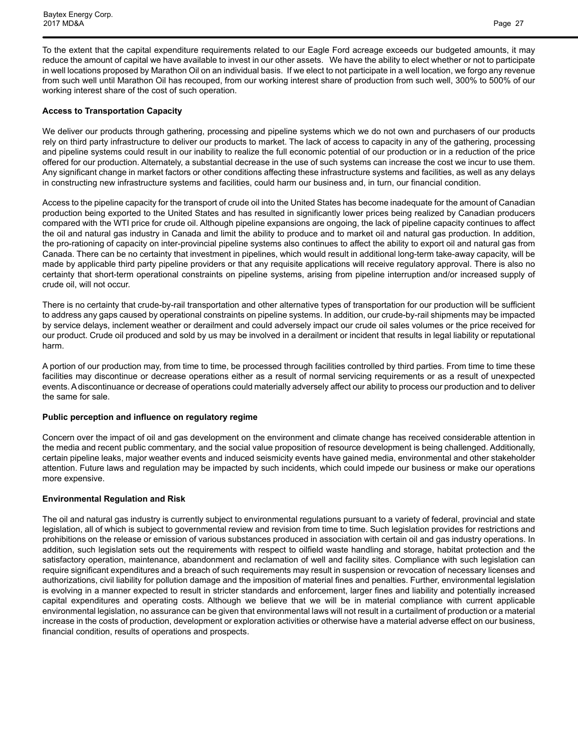To the extent that the capital expenditure requirements related to our Eagle Ford acreage exceeds our budgeted amounts, it may reduce the amount of capital we have available to invest in our other assets. We have the ability to elect whether or not to participate in well locations proposed by Marathon Oil on an individual basis. If we elect to not participate in a well location, we forgo any revenue from such well until Marathon Oil has recouped, from our working interest share of production from such well, 300% to 500% of our working interest share of the cost of such operation.

**Access to Transportation Capacity**

We deliver our products through gathering, processing and pipeline systems which we do not own and purchasers of our products rely on third party infrastructure to deliver our products to market. The lack of access to capacity in any of the gathering, processing and pipeline systems could result in our inability to realize the full economic potential of our production or in a reduction of the price offered for our production. Alternately, a substantial decrease in the use of such systems can increase the cost we incur to use them. Any significant change in market factors or other conditions affecting these infrastructure systems and facilities, as well as any delays in constructing new infrastructure systems and facilities, could harm our business and, in turn, our financial condition.

Access to the pipeline capacity for the transport of crude oil into the United States has become inadequate for the amount of Canadian production being exported to the United States and has resulted in significantly lower prices being realized by Canadian producers compared with the WTI price for crude oil. Although pipeline expansions are ongoing, the lack of pipeline capacity continues to affect the oil and natural gas industry in Canada and limit the ability to produce and to market oil and natural gas production. In addition, the pro-rationing of capacity on inter-provincial pipeline systems also continues to affect the ability to export oil and natural gas from Canada. There can be no certainty that investment in pipelines, which would result in additional long-term take-away capacity, will be made by applicable third party pipeline providers or that any requisite applications will receive regulatory approval. There is also no certainty that short-term operational constraints on pipeline systems, arising from pipeline interruption and/or increased supply of crude oil, will not occur.

There is no certainty that crude-by-rail transportation and other alternative types of transportation for our production will be sufficient to address any gaps caused by operational constraints on pipeline systems. In addition, our crude-by-rail shipments may be impacted by service delays, inclement weather or derailment and could adversely impact our crude oil sales volumes or the price received for our product. Crude oil produced and sold by us may be involved in a derailment or incident that results in legal liability or reputational harm.

A portion of our production may, from time to time, be processed through facilities controlled by third parties. From time to time these facilities may discontinue or decrease operations either as a result of normal servicing requirements or as a result of unexpected events. A discontinuance or decrease of operations could materially adversely affect our ability to process our production and to deliver the same for sale.

**Public perception and influence on regulatory regime**

Concern over the impact of oil and gas development on the environment and climate change has received considerable attention in the media and recent public commentary, and the social value proposition of resource development is being challenged. Additionally, certain pipeline leaks, major weather events and induced seismicity events have gained media, environmental and other stakeholder attention. Future laws and regulation may be impacted by such incidents, which could impede our business or make our operations more expensive.

**Environmental Regulation and Risk**

The oil and natural gas industry is currently subject to environmental regulations pursuant to a variety of federal, provincial and state legislation, all of which is subject to governmental review and revision from time to time. Such legislation provides for restrictions and prohibitions on the release or emission of various substances produced in association with certain oil and gas industry operations. In addition, such legislation sets out the requirements with respect to oilfield waste handling and storage, habitat protection and the satisfactory operation, maintenance, abandonment and reclamation of well and facility sites. Compliance with such legislation can require significant expenditures and a breach of such requirements may result in suspension or revocation of necessary licenses and authorizations, civil liability for pollution damage and the imposition of material fines and penalties. Further, environmental legislation is evolving in a manner expected to result in stricter standards and enforcement, larger fines and liability and potentially increased capital expenditures and operating costs. Although we believe that we will be in material compliance with current applicable environmental legislation, no assurance can be given that environmental laws will not result in a curtailment of production or a material increase in the costs of production, development or exploration activities or otherwise have a material adverse effect on our business, financial condition, results of operations and prospects.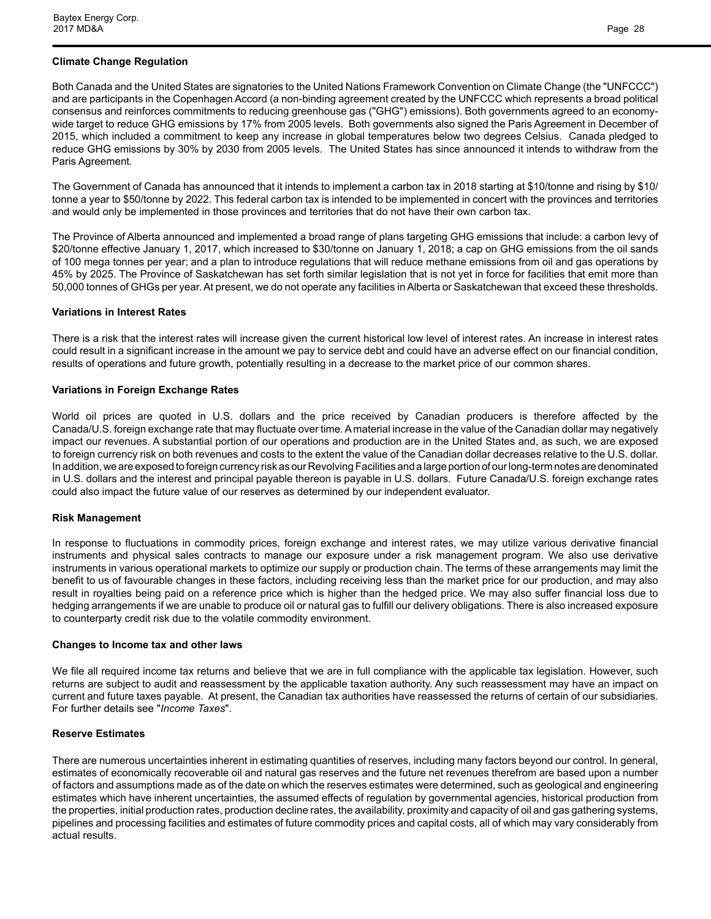**Climate Change Regulation**

Both Canada and the United States are signatories to the United Nations Framework Convention on Climate Change (the "UNFCCC") and are participants in the Copenhagen Accord (a non-binding agreement created by the UNFCCC which represents a broad political consensus and reinforces commitments to reducing greenhouse gas ("GHG") emissions). Both governments agreed to an economy-wide target to reduce GHG emissions by 17% from 2005 levels. Both governments also signed the Paris Agreement in December of 2015, which included a commitment to keep any increase in global temperatures below two degrees Celsius. Canada pledged to reduce GHG emissions by 30% by 2030 from 2005 levels. The United States has since announced it intends to withdraw from the Paris Agreement.

The Government of Canada has announced that it intends to implement a carbon tax in 2018 starting at $10/tonne and rising by $10/tonne a year to $50/tonne by 2022. This federal carbon tax is intended to be implemented in concert with the provinces and territories and would only be implemented in those provinces and territories that do not have their own carbon tax.

The Province of Alberta announced and implemented a broad range of plans targeting GHG emissions that include: a carbon levy of $20/tonne effective January 1, 2017, which increased to $30/tonne on January 1, 2018; a cap on GHG emissions from the oil sands of 100 mega tonnes per year; and a plan to introduce regulations that will reduce methane emissions from oil and gas operations by 45% by 2025. The Province of Saskatchewan has set forth similar legislation that is not yet in force for facilities that emit more than 50,000 tonnes of GHGs per year. At present, we do not operate any facilities in Alberta or Saskatchewan that exceed these thresholds.

**Variations in Interest Rates**

There is a risk that the interest rates will increase given the current historical low level of interest rates. An increase in interest rates could result in a significant increase in the amount we pay to service debt and could have an adverse effect on our financial condition, results of operations and future growth, potentially resulting in a decrease to the market price of our common shares.

**Variations in Foreign Exchange Rates**

World oil prices are quoted in U.S. dollars and the price received by Canadian producers is therefore affected by the Canada/U.S. foreign exchange rate that may fluctuate over time. A material increase in the value of the Canadian dollar may negatively impact our revenues. A substantial portion of our operations and production are in the United States and, as such, we are exposed to foreign currency risk on both revenues and costs to the extent the value of the Canadian dollar decreases relative to the U.S. dollar. In addition, we are exposed to foreign currency risk as our Revolving Facilities and a large portion of our long-term notes are denominated in U.S. dollars and the interest and principal payable thereon is payable in U.S. dollars. Future Canada/U.S. foreign exchange rates could also impact the future value of our reserves as determined by our independent evaluator.

**Risk Management**

In response to fluctuations in commodity prices, foreign exchange and interest rates, we may utilize various derivative financial instruments and physical sales contracts to manage our exposure under a risk management program. We also use derivative instruments in various operational markets to optimize our supply or production chain. The terms of these arrangements may limit the benefit to us of favourable changes in these factors, including receiving less than the market price for our production, and may also result in royalties being paid on a reference price which is higher than the hedged price. We may also suffer financial loss due to hedging arrangements if we are unable to produce oil or natural gas to fulfill our delivery obligations. There is also increased exposure to counterparty credit risk due to the volatile commodity environment.

**Changes to Income tax and other laws**

We file all required income tax returns and believe that we are in full compliance with the applicable tax legislation. However, such returns are subject to audit and reassessment by the applicable taxation authority. Any such reassessment may have an impact on current and future taxes payable. At present, the Canadian tax authorities have reassessed the returns of certain of our subsidiaries. For further details see "*Income Taxes*".

**Reserve Estimates**

There are numerous uncertainties inherent in estimating quantities of reserves, including many factors beyond our control. In general, estimates of economically recoverable oil and natural gas reserves and the future net revenues therefrom are based upon a number of factors and assumptions made as of the date on which the reserves estimates were determined, such as geological and engineering estimates which have inherent uncertainties, the assumed effects of regulation by governmental agencies, historical production from the properties, initial production rates, production decline rates, the availability, proximity and capacity of oil and gas gathering systems, pipelines and processing facilities and estimates of future commodity prices and capital costs, all of which may vary considerably from actual results.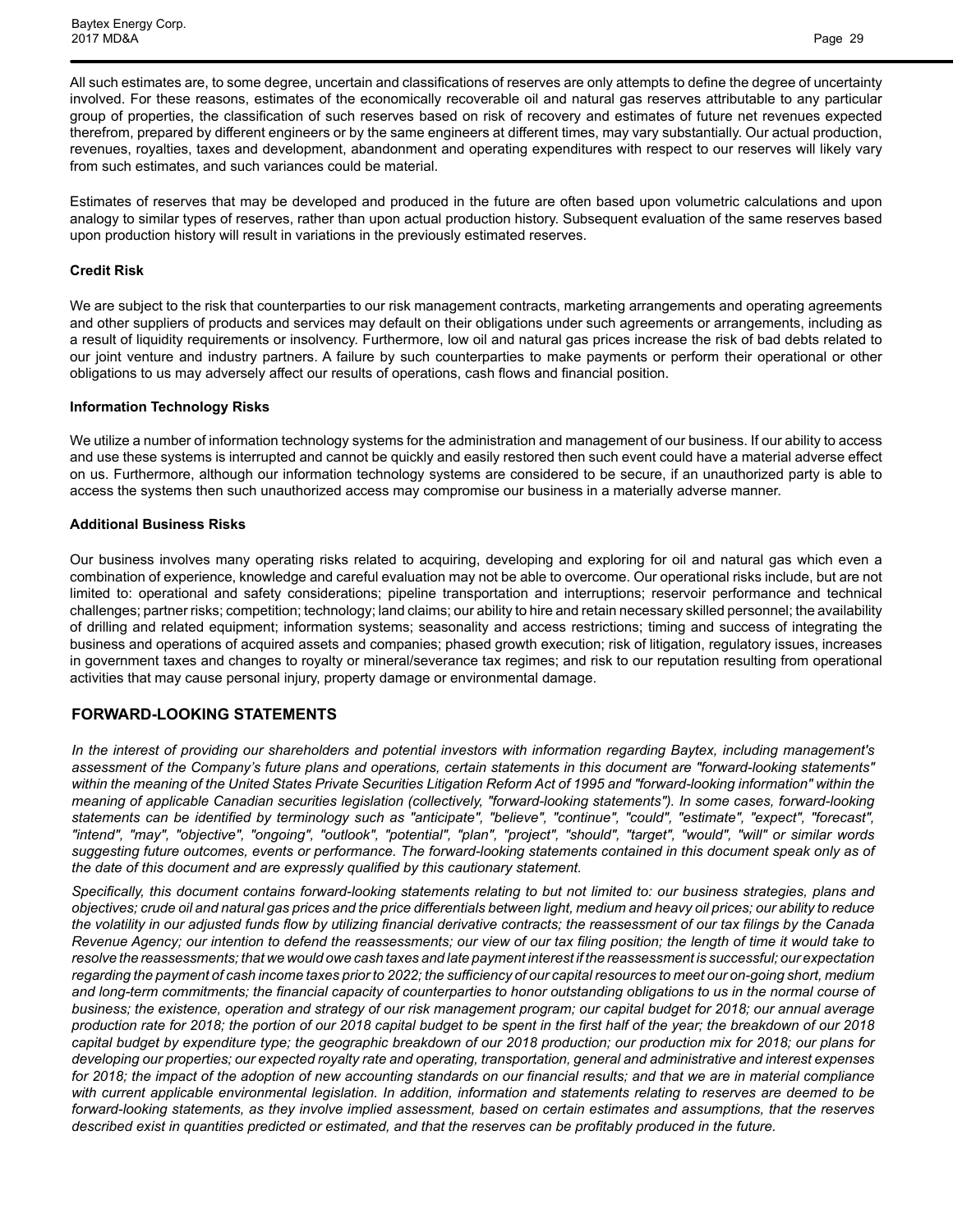All such estimates are, to some degree, uncertain and classifications of reserves are only attempts to define the degree of uncertainty involved. For these reasons, estimates of the economically recoverable oil and natural gas reserves attributable to any particular group of properties, the classification of such reserves based on risk of recovery and estimates of future net revenues expected therefrom, prepared by different engineers or by the same engineers at different times, may vary substantially. Our actual production, revenues, royalties, taxes and development, abandonment and operating expenditures with respect to our reserves will likely vary from such estimates, and such variances could be material.

Estimates of reserves that may be developed and produced in the future are often based upon volumetric calculations and upon analogy to similar types of reserves, rather than upon actual production history. Subsequent evaluation of the same reserves based upon production history will result in variations in the previously estimated reserves.

**Credit Risk**

We are subject to the risk that counterparties to our risk management contracts, marketing arrangements and operating agreements and other suppliers of products and services may default on their obligations under such agreements or arrangements, including as a result of liquidity requirements or insolvency. Furthermore, low oil and natural gas prices increase the risk of bad debts related to our joint venture and industry partners. A failure by such counterparties to make payments or perform their operational or other obligations to us may adversely affect our results of operations, cash flows and financial position.

**Information Technology Risks**

We utilize a number of information technology systems for the administration and management of our business. If our ability to access and use these systems is interrupted and cannot be quickly and easily restored then such event could have a material adverse effect on us. Furthermore, although our information technology systems are considered to be secure, if an unauthorized party is able to access the systems then such unauthorized access may compromise our business in a materially adverse manner.

**Additional Business Risks**

Our business involves many operating risks related to acquiring, developing and exploring for oil and natural gas which even a combination of experience, knowledge and careful evaluation may not be able to overcome. Our operational risks include, but are not limited to: operational and safety considerations; pipeline transportation and interruptions; reservoir performance and technical challenges; partner risks; competition; technology; land claims; our ability to hire and retain necessary skilled personnel; the availability of drilling and related equipment; information systems; seasonality and access restrictions; timing and success of integrating the business and operations of acquired assets and companies; phased growth execution; risk of litigation, regulatory issues, increases in government taxes and changes to royalty or mineral/severance tax regimes; and risk to our reputation resulting from operational activities that may cause personal injury, property damage or environmental damage.

## FORWARD-LOOKING STATEMENTS

*In the interest of providing our shareholders and potential investors with information regarding Baytex, including management's assessment of the Company's future plans and operations, certain statements in this document are "forward-looking statements" within the meaning of the United States Private Securities Litigation Reform Act of 1995 and "forward-looking information" within the meaning of applicable Canadian securities legislation (collectively, "forward-looking statements"). In some cases, forward-looking statements can be identified by terminology such as "anticipate", "believe", "continue", "could", "estimate", "expect", "forecast", "intend", "may", "objective", "ongoing", "outlook", "potential", "plan", "project", "should", "target", "would", "will" or similar words suggesting future outcomes, events or performance. The forward-looking statements contained in this document speak only as of the date of this document and are expressly qualified by this cautionary statement.*

*Specifically, this document contains forward-looking statements relating to but not limited to: our business strategies, plans and objectives; crude oil and natural gas prices and the price differentials between light, medium and heavy oil prices; our ability to reduce the volatility in our adjusted funds flow by utilizing financial derivative contracts; the reassessment of our tax filings by the Canada Revenue Agency; our intention to defend the reassessments; our view of our tax filing position; the length of time it would take to resolve the reassessments; that we would owe cash taxes and late payment interest if the reassessment is successful; our expectation regarding the payment of cash income taxes prior to 2022; the sufficiency of our capital resources to meet our on-going short, medium and long-term commitments; the financial capacity of counterparties to honor outstanding obligations to us in the normal course of business; the existence, operation and strategy of our risk management program; our capital budget for 2018; our annual average production rate for 2018; the portion of our 2018 capital budget to be spent in the first half of the year; the breakdown of our 2018 capital budget by expenditure type; the geographic breakdown of our 2018 production; our production mix for 2018; our plans for developing our properties; our expected royalty rate and operating, transportation, general and administrative and interest expenses for 2018; the impact of the adoption of new accounting standards on our financial results; and that we are in material compliance with current applicable environmental legislation. In addition, information and statements relating to reserves are deemed to be forward-looking statements, as they involve implied assessment, based on certain estimates and assumptions, that the reserves described exist in quantities predicted or estimated, and that the reserves can be profitably produced in the future.*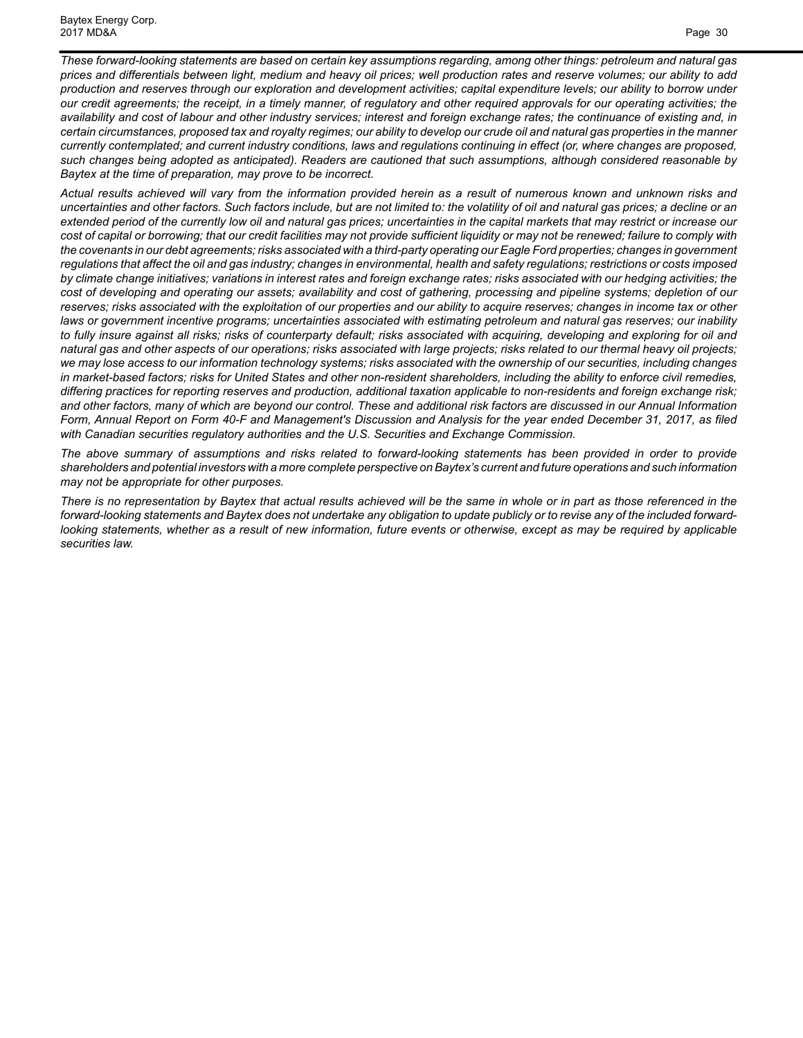*These forward-looking statements are based on certain key assumptions regarding, among other things: petroleum and natural gas prices and differentials between light, medium and heavy oil prices; well production rates and reserve volumes; our ability to add production and reserves through our exploration and development activities; capital expenditure levels; our ability to borrow under our credit agreements; the receipt, in a timely manner, of regulatory and other required approvals for our operating activities; the availability and cost of labour and other industry services; interest and foreign exchange rates; the continuance of existing and, in certain circumstances, proposed tax and royalty regimes; our ability to develop our crude oil and natural gas properties in the manner currently contemplated; and current industry conditions, laws and regulations continuing in effect (or, where changes are proposed, such changes being adopted as anticipated). Readers are cautioned that such assumptions, although considered reasonable by Baytex at the time of preparation, may prove to be incorrect.*

*Actual results achieved will vary from the information provided herein as a result of numerous known and unknown risks and uncertainties and other factors. Such factors include, but are not limited to: the volatility of oil and natural gas prices; a decline or an extended period of the currently low oil and natural gas prices; uncertainties in the capital markets that may restrict or increase our cost of capital or borrowing; that our credit facilities may not provide sufficient liquidity or may not be renewed; failure to comply with the covenants in our debt agreements; risks associated with a third-party operating our Eagle Ford properties; changes in government regulations that affect the oil and gas industry; changes in environmental, health and safety regulations; restrictions or costs imposed by climate change initiatives; variations in interest rates and foreign exchange rates; risks associated with our hedging activities; the cost of developing and operating our assets; availability and cost of gathering, processing and pipeline systems; depletion of our reserves; risks associated with the exploitation of our properties and our ability to acquire reserves; changes in income tax or other laws or government incentive programs; uncertainties associated with estimating petroleum and natural gas reserves; our inability to fully insure against all risks; risks of counterparty default; risks associated with acquiring, developing and exploring for oil and natural gas and other aspects of our operations; risks associated with large projects; risks related to our thermal heavy oil projects; we may lose access to our information technology systems; risks associated with the ownership of our securities, including changes in market-based factors; risks for United States and other non-resident shareholders, including the ability to enforce civil remedies, differing practices for reporting reserves and production, additional taxation applicable to non-residents and foreign exchange risk; and other factors, many of which are beyond our control. These and additional risk factors are discussed in our Annual Information Form, Annual Report on Form 40-F and Management's Discussion and Analysis for the year ended December 31, 2017, as filed with Canadian securities regulatory authorities and the U.S. Securities and Exchange Commission.*

*The above summary of assumptions and risks related to forward-looking statements has been provided in order to provide shareholders and potential investors with a more complete perspective on Baytex's current and future operations and such information may not be appropriate for other purposes.*

*There is no representation by Baytex that actual results achieved will be the same in whole or in part as those referenced in the forward-looking statements and Baytex does not undertake any obligation to update publicly or to revise any of the included forward-looking statements, whether as a result of new information, future events or otherwise, except as may be required by applicable securities law.*